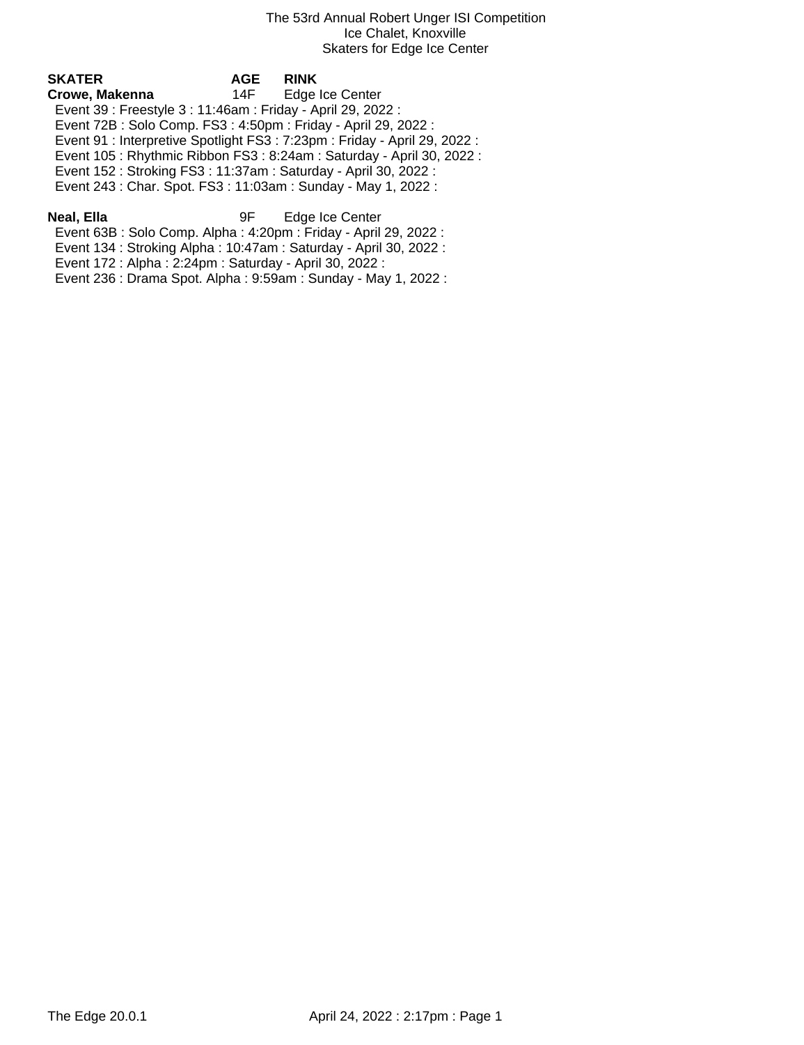The 53rd Annual Robert Unger ISI Competition
Ice Chalet, Knoxville
Skaters for Edge Ice Center

| SKATER | AGE | RINK |
| --- | --- | --- |
| **Crowe, Makenna** | 14F | Edge Ice Center |

Event 39 : Freestyle 3 : 11:46am : Friday - April 29, 2022 :
Event 72B : Solo Comp. FS3 : 4:50pm : Friday - April 29, 2022 :
Event 91 : Interpretive Spotlight FS3 : 7:23pm : Friday - April 29, 2022 :
Event 105 : Rhythmic Ribbon FS3 : 8:24am : Saturday - April 30, 2022 :
Event 152 : Stroking FS3 : 11:37am : Saturday - April 30, 2022 :
Event 243 : Char. Spot. FS3 : 11:03am : Sunday - May 1, 2022 :

| SKATER | AGE | RINK |
| --- | --- | --- |
| **Neal, Ella** | 9F | Edge Ice Center |

Event 63B : Solo Comp. Alpha : 4:20pm : Friday - April 29, 2022 :
Event 134 : Stroking Alpha : 10:47am : Saturday - April 30, 2022 :
Event 172 : Alpha : 2:24pm : Saturday - April 30, 2022 :
Event 236 : Drama Spot. Alpha : 9:59am : Sunday - May 1, 2022 :

The Edge 20.0.1 April 24, 2022 : 2:17pm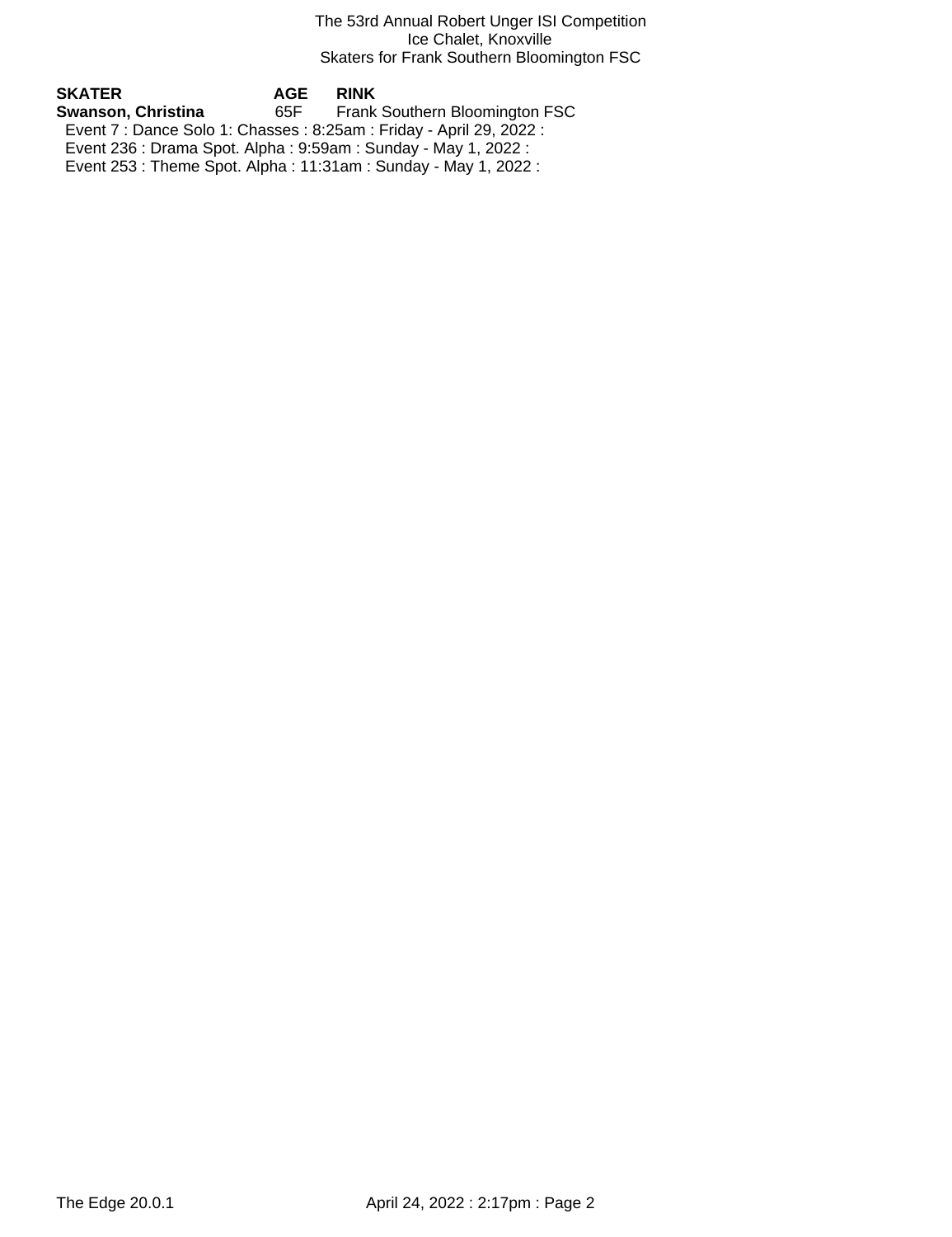The 53rd Annual Robert Unger ISI Competition
Ice Chalet, Knoxville
Skaters for Frank Southern Bloomington FSC

| SKATER | AGE | RINK |
| --- | --- | --- |
| **Swanson, Christina** | 65F | Frank Southern Bloomington FSC |

Event 7 : Dance Solo 1: Chasses : 8:25am : Friday - April 29, 2022 :
Event 236 : Drama Spot. Alpha : 9:59am : Sunday - May 1, 2022 :
Event 253 : Theme Spot. Alpha : 11:31am : Sunday - May 1, 2022 :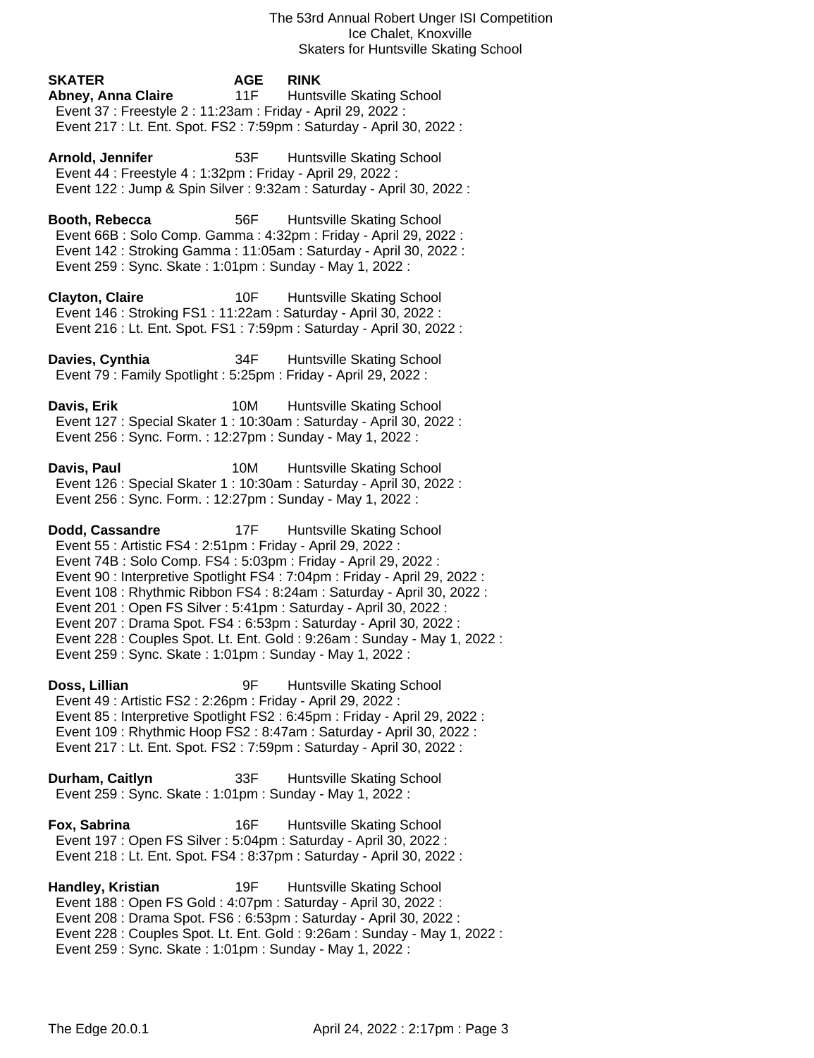The 53rd Annual Robert Unger ISI Competition
Ice Chalet, Knoxville
Skaters for Huntsville Skating School

**SKATER** **AGE** **RINK**

**Abney, Anna Claire** 11F Huntsville Skating School
Event 37 : Freestyle 2 : 11:23am : Friday - April 29, 2022 :
Event 217 : Lt. Ent. Spot. FS2 : 7:59pm : Saturday - April 30, 2022 :

**Arnold, Jennifer** 53F Huntsville Skating School
Event 44 : Freestyle 4 : 1:32pm : Friday - April 29, 2022 :
Event 122 : Jump & Spin Silver : 9:32am : Saturday - April 30, 2022 :

**Booth, Rebecca** 56F Huntsville Skating School
Event 66B : Solo Comp. Gamma : 4:32pm : Friday - April 29, 2022 :
Event 142 : Stroking Gamma : 11:05am : Saturday - April 30, 2022 :
Event 259 : Sync. Skate : 1:01pm : Sunday - May 1, 2022 :

**Clayton, Claire** 10F Huntsville Skating School
Event 146 : Stroking FS1 : 11:22am : Saturday - April 30, 2022 :
Event 216 : Lt. Ent. Spot. FS1 : 7:59pm : Saturday - April 30, 2022 :

**Davies, Cynthia** 34F Huntsville Skating School
Event 79 : Family Spotlight : 5:25pm : Friday - April 29, 2022 :

**Davis, Erik** 10M Huntsville Skating School
Event 127 : Special Skater 1 : 10:30am : Saturday - April 30, 2022 :
Event 256 : Sync. Form. : 12:27pm : Sunday - May 1, 2022 :

**Davis, Paul** 10M Huntsville Skating School
Event 126 : Special Skater 1 : 10:30am : Saturday - April 30, 2022 :
Event 256 : Sync. Form. : 12:27pm : Sunday - May 1, 2022 :

**Dodd, Cassandre** 17F Huntsville Skating School
Event 55 : Artistic FS4 : 2:51pm : Friday - April 29, 2022 :
Event 74B : Solo Comp. FS4 : 5:03pm : Friday - April 29, 2022 :
Event 90 : Interpretive Spotlight FS4 : 7:04pm : Friday - April 29, 2022 :
Event 108 : Rhythmic Ribbon FS4 : 8:24am : Saturday - April 30, 2022 :
Event 201 : Open FS Silver : 5:41pm : Saturday - April 30, 2022 :
Event 207 : Drama Spot. FS4 : 6:53pm : Saturday - April 30, 2022 :
Event 228 : Couples Spot. Lt. Ent. Gold : 9:26am : Sunday - May 1, 2022 :
Event 259 : Sync. Skate : 1:01pm : Sunday - May 1, 2022 :

**Doss, Lillian** 9F Huntsville Skating School
Event 49 : Artistic FS2 : 2:26pm : Friday - April 29, 2022 :
Event 85 : Interpretive Spotlight FS2 : 6:45pm : Friday - April 29, 2022 :
Event 109 : Rhythmic Hoop FS2 : 8:47am : Saturday - April 30, 2022 :
Event 217 : Lt. Ent. Spot. FS2 : 7:59pm : Saturday - April 30, 2022 :

**Durham, Caitlyn** 33F Huntsville Skating School
Event 259 : Sync. Skate : 1:01pm : Sunday - May 1, 2022 :

**Fox, Sabrina** 16F Huntsville Skating School
Event 197 : Open FS Silver : 5:04pm : Saturday - April 30, 2022 :
Event 218 : Lt. Ent. Spot. FS4 : 8:37pm : Saturday - April 30, 2022 :

**Handley, Kristian** 19F Huntsville Skating School
Event 188 : Open FS Gold : 4:07pm : Saturday - April 30, 2022 :
Event 208 : Drama Spot. FS6 : 6:53pm : Saturday - April 30, 2022 :
Event 228 : Couples Spot. Lt. Ent. Gold : 9:26am : Sunday - May 1, 2022 :
Event 259 : Sync. Skate : 1:01pm : Sunday - May 1, 2022 :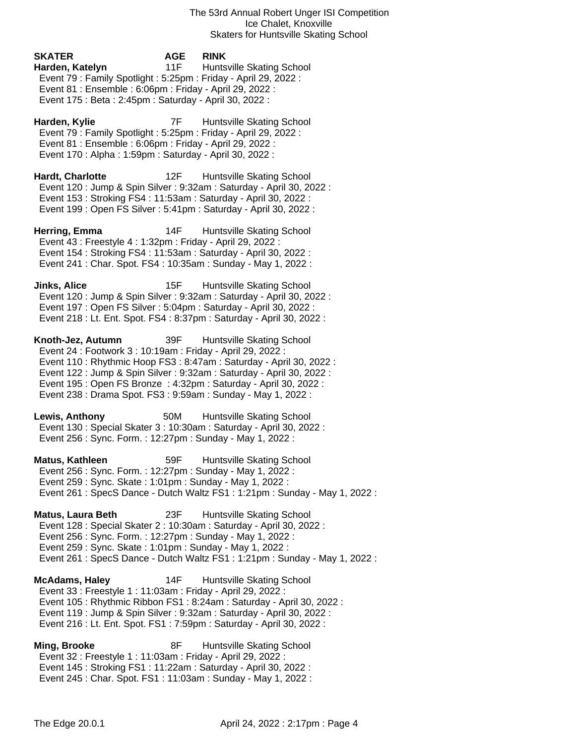The 53rd Annual Robert Unger ISI Competition
Ice Chalet, Knoxville
Skaters for Huntsville Skating School

**SKATER** **AGE** **RINK**

**Harden, Katelyn** 11F Huntsville Skating School
Event 79 : Family Spotlight : 5:25pm : Friday - April 29, 2022 :
Event 81 : Ensemble : 6:06pm : Friday - April 29, 2022 :
Event 175 : Beta : 2:45pm : Saturday - April 30, 2022 :

**Harden, Kylie** 7F Huntsville Skating School
Event 79 : Family Spotlight : 5:25pm : Friday - April 29, 2022 :
Event 81 : Ensemble : 6:06pm : Friday - April 29, 2022 :
Event 170 : Alpha : 1:59pm : Saturday - April 30, 2022 :

**Hardt, Charlotte** 12F Huntsville Skating School
Event 120 : Jump & Spin Silver : 9:32am : Saturday - April 30, 2022 :
Event 153 : Stroking FS4 : 11:53am : Saturday - April 30, 2022 :
Event 199 : Open FS Silver : 5:41pm : Saturday - April 30, 2022 :

**Herring, Emma** 14F Huntsville Skating School
Event 43 : Freestyle 4 : 1:32pm : Friday - April 29, 2022 :
Event 154 : Stroking FS4 : 11:53am : Saturday - April 30, 2022 :
Event 241 : Char. Spot. FS4 : 10:35am : Sunday - May 1, 2022 :

**Jinks, Alice** 15F Huntsville Skating School
Event 120 : Jump & Spin Silver : 9:32am : Saturday - April 30, 2022 :
Event 197 : Open FS Silver : 5:04pm : Saturday - April 30, 2022 :
Event 218 : Lt. Ent. Spot. FS4 : 8:37pm : Saturday - April 30, 2022 :

**Knoth-Jez, Autumn** 39F Huntsville Skating School
Event 24 : Footwork 3 : 10:19am : Friday - April 29, 2022 :
Event 110 : Rhythmic Hoop FS3 : 8:47am : Saturday - April 30, 2022 :
Event 122 : Jump & Spin Silver : 9:32am : Saturday - April 30, 2022 :
Event 195 : Open FS Bronze : 4:32pm : Saturday - April 30, 2022 :
Event 238 : Drama Spot. FS3 : 9:59am : Sunday - May 1, 2022 :

**Lewis, Anthony** 50M Huntsville Skating School
Event 130 : Special Skater 3 : 10:30am : Saturday - April 30, 2022 :
Event 256 : Sync. Form. : 12:27pm : Sunday - May 1, 2022 :

**Matus, Kathleen** 59F Huntsville Skating School
Event 256 : Sync. Form. : 12:27pm : Sunday - May 1, 2022 :
Event 259 : Sync. Skate : 1:01pm : Sunday - May 1, 2022 :
Event 261 : SpecS Dance - Dutch Waltz FS1 : 1:21pm : Sunday - May 1, 2022 :

**Matus, Laura Beth** 23F Huntsville Skating School
Event 128 : Special Skater 2 : 10:30am : Saturday - April 30, 2022 :
Event 256 : Sync. Form. : 12:27pm : Sunday - May 1, 2022 :
Event 259 : Sync. Skate : 1:01pm : Sunday - May 1, 2022 :
Event 261 : SpecS Dance - Dutch Waltz FS1 : 1:21pm : Sunday - May 1, 2022 :

**McAdams, Haley** 14F Huntsville Skating School
Event 33 : Freestyle 1 : 11:03am : Friday - April 29, 2022 :
Event 105 : Rhythmic Ribbon FS1 : 8:24am : Saturday - April 30, 2022 :
Event 119 : Jump & Spin Silver : 9:32am : Saturday - April 30, 2022 :
Event 216 : Lt. Ent. Spot. FS1 : 7:59pm : Saturday - April 30, 2022 :

**Ming, Brooke** 8F Huntsville Skating School
Event 32 : Freestyle 1 : 11:03am : Friday - April 29, 2022 :
Event 145 : Stroking FS1 : 11:22am : Saturday - April 30, 2022 :
Event 245 : Char. Spot. FS1 : 11:03am : Sunday - May 1, 2022 :

The Edge 20.0.1 April 24, 2022 : 2:17pm : Page 4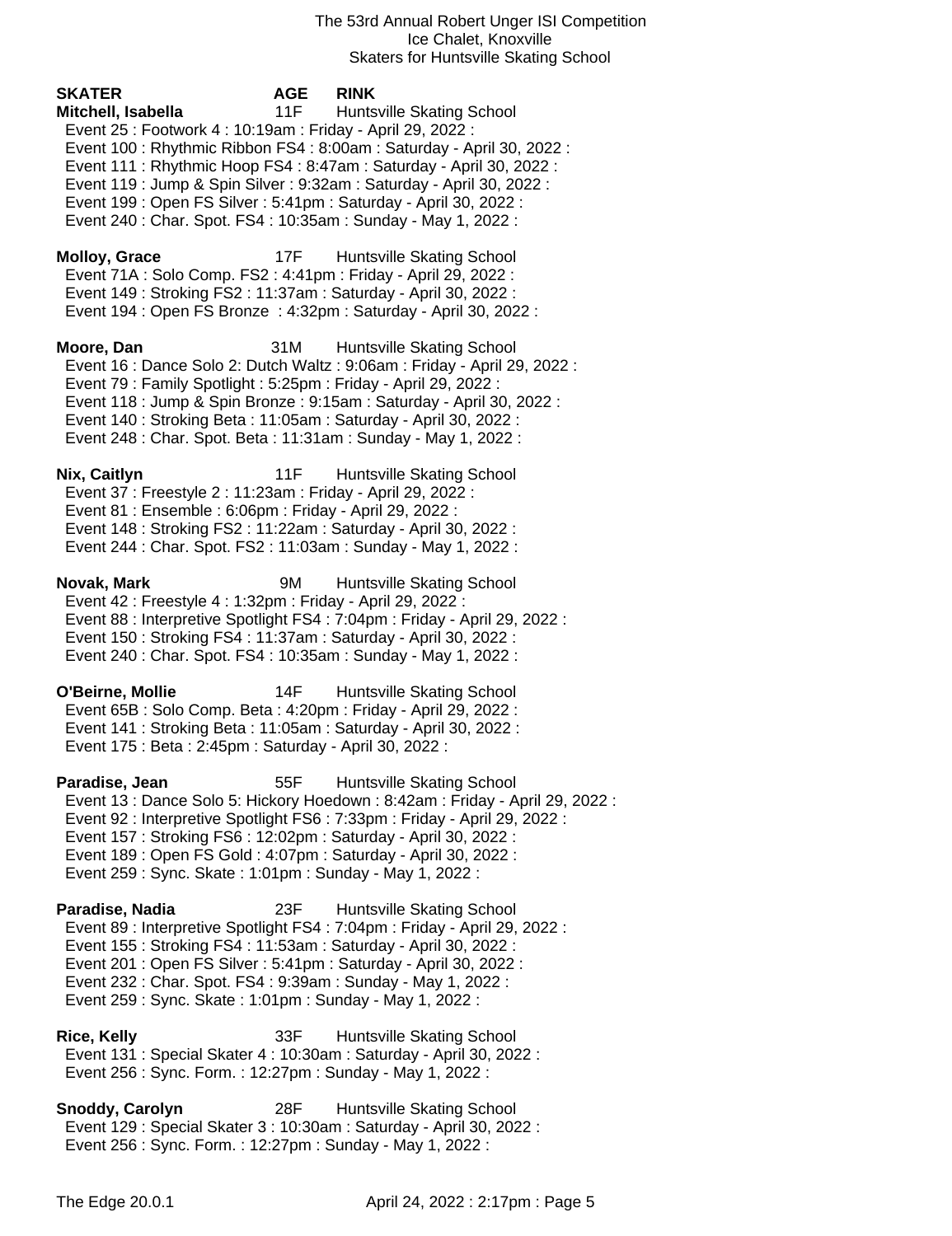The 53rd Annual Robert Unger ISI Competition
Ice Chalet, Knoxville
Skaters for Huntsville Skating School

**SKATER** **AGE** **RINK**

**Mitchell, Isabella** 11F Huntsville Skating School
Event 25 : Footwork 4 : 10:19am : Friday - April 29, 2022 :
Event 100 : Rhythmic Ribbon FS4 : 8:00am : Saturday - April 30, 2022 :
Event 111 : Rhythmic Hoop FS4 : 8:47am : Saturday - April 30, 2022 :
Event 119 : Jump & Spin Silver : 9:32am : Saturday - April 30, 2022 :
Event 199 : Open FS Silver : 5:41pm : Saturday - April 30, 2022 :
Event 240 : Char. Spot. FS4 : 10:35am : Sunday - May 1, 2022 :

**Molloy, Grace** 17F Huntsville Skating School
Event 71A : Solo Comp. FS2 : 4:41pm : Friday - April 29, 2022 :
Event 149 : Stroking FS2 : 11:37am : Saturday - April 30, 2022 :
Event 194 : Open FS Bronze : 4:32pm : Saturday - April 30, 2022 :

**Moore, Dan** 31M Huntsville Skating School
Event 16 : Dance Solo 2: Dutch Waltz : 9:06am : Friday - April 29, 2022 :
Event 79 : Family Spotlight : 5:25pm : Friday - April 29, 2022 :
Event 118 : Jump & Spin Bronze : 9:15am : Saturday - April 30, 2022 :
Event 140 : Stroking Beta : 11:05am : Saturday - April 30, 2022 :
Event 248 : Char. Spot. Beta : 11:31am : Sunday - May 1, 2022 :

**Nix, Caitlyn** 11F Huntsville Skating School
Event 37 : Freestyle 2 : 11:23am : Friday - April 29, 2022 :
Event 81 : Ensemble : 6:06pm : Friday - April 29, 2022 :
Event 148 : Stroking FS2 : 11:22am : Saturday - April 30, 2022 :
Event 244 : Char. Spot. FS2 : 11:03am : Sunday - May 1, 2022 :

**Novak, Mark** 9M Huntsville Skating School
Event 42 : Freestyle 4 : 1:32pm : Friday - April 29, 2022 :
Event 88 : Interpretive Spotlight FS4 : 7:04pm : Friday - April 29, 2022 :
Event 150 : Stroking FS4 : 11:37am : Saturday - April 30, 2022 :
Event 240 : Char. Spot. FS4 : 10:35am : Sunday - May 1, 2022 :

**O'Beirne, Mollie** 14F Huntsville Skating School
Event 65B : Solo Comp. Beta : 4:20pm : Friday - April 29, 2022 :
Event 141 : Stroking Beta : 11:05am : Saturday - April 30, 2022 :
Event 175 : Beta : 2:45pm : Saturday - April 30, 2022 :

**Paradise, Jean** 55F Huntsville Skating School
Event 13 : Dance Solo 5: Hickory Hoedown : 8:42am : Friday - April 29, 2022 :
Event 92 : Interpretive Spotlight FS6 : 7:33pm : Friday - April 29, 2022 :
Event 157 : Stroking FS6 : 12:02pm : Saturday - April 30, 2022 :
Event 189 : Open FS Gold : 4:07pm : Saturday - April 30, 2022 :
Event 259 : Sync. Skate : 1:01pm : Sunday - May 1, 2022 :

**Paradise, Nadia** 23F Huntsville Skating School
Event 89 : Interpretive Spotlight FS4 : 7:04pm : Friday - April 29, 2022 :
Event 155 : Stroking FS4 : 11:53am : Saturday - April 30, 2022 :
Event 201 : Open FS Silver : 5:41pm : Saturday - April 30, 2022 :
Event 232 : Char. Spot. FS4 : 9:39am : Sunday - May 1, 2022 :
Event 259 : Sync. Skate : 1:01pm : Sunday - May 1, 2022 :

**Rice, Kelly** 33F Huntsville Skating School
Event 131 : Special Skater 4 : 10:30am : Saturday - April 30, 2022 :
Event 256 : Sync. Form. : 12:27pm : Sunday - May 1, 2022 :

**Snoddy, Carolyn** 28F Huntsville Skating School
Event 129 : Special Skater 3 : 10:30am : Saturday - April 30, 2022 :
Event 256 : Sync. Form. : 12:27pm : Sunday - May 1, 2022 :

The Edge 20.0.1 April 24, 2022 : 2:17pm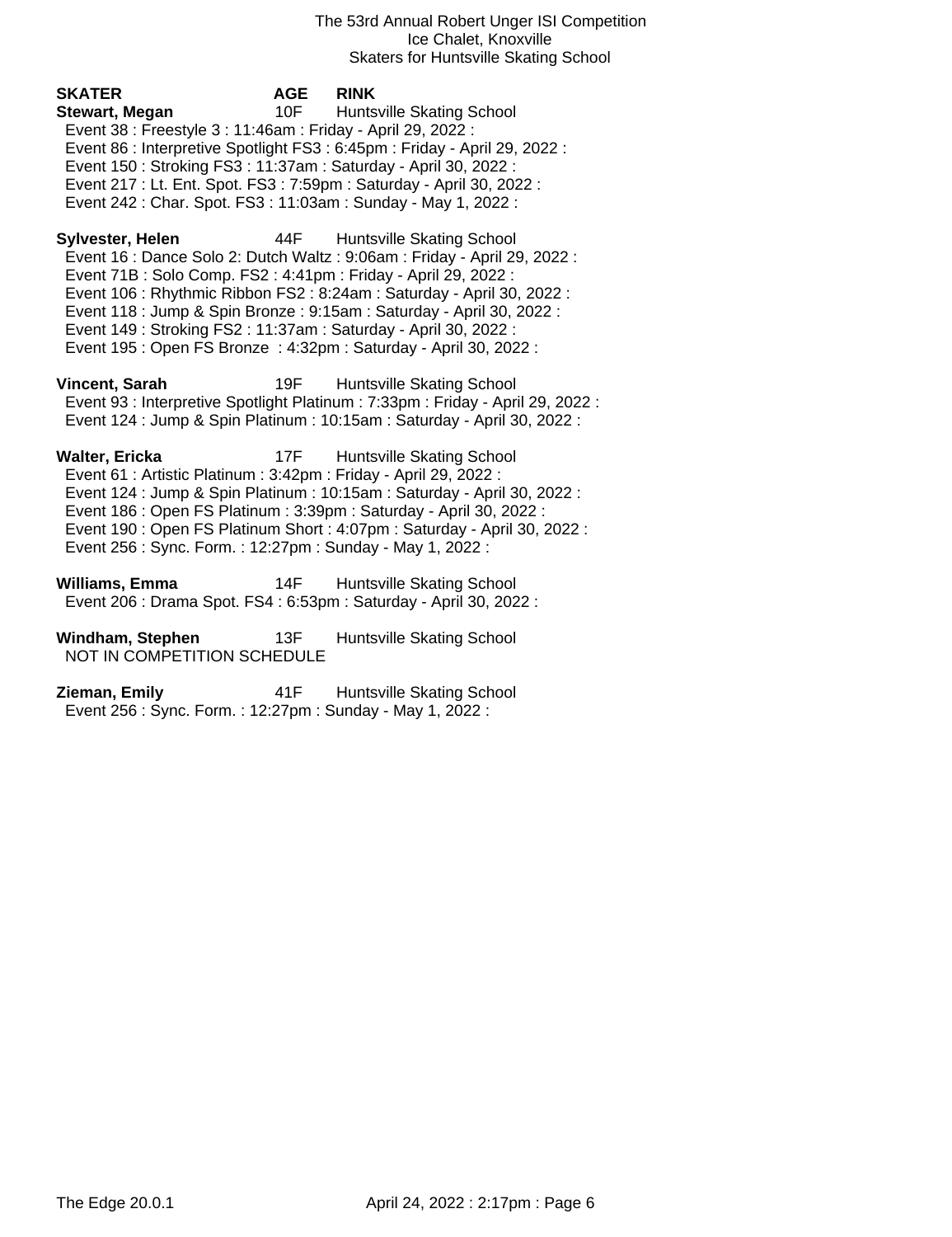The 53rd Annual Robert Unger ISI Competition
Ice Chalet, Knoxville
Skaters for Huntsville Skating School

| SKATER | AGE | RINK |
|---|---|---|

**Stewart, Megan** 10F Huntsville Skating School
Event 38 : Freestyle 3 : 11:46am : Friday - April 29, 2022 :
Event 86 : Interpretive Spotlight FS3 : 6:45pm : Friday - April 29, 2022 :
Event 150 : Stroking FS3 : 11:37am : Saturday - April 30, 2022 :
Event 217 : Lt. Ent. Spot. FS3 : 7:59pm : Saturday - April 30, 2022 :
Event 242 : Char. Spot. FS3 : 11:03am : Sunday - May 1, 2022 :

**Sylvester, Helen** 44F Huntsville Skating School
Event 16 : Dance Solo 2: Dutch Waltz : 9:06am : Friday - April 29, 2022 :
Event 71B : Solo Comp. FS2 : 4:41pm : Friday - April 29, 2022 :
Event 106 : Rhythmic Ribbon FS2 : 8:24am : Saturday - April 30, 2022 :
Event 118 : Jump & Spin Bronze : 9:15am : Saturday - April 30, 2022 :
Event 149 : Stroking FS2 : 11:37am : Saturday - April 30, 2022 :
Event 195 : Open FS Bronze : 4:32pm : Saturday - April 30, 2022 :

**Vincent, Sarah** 19F Huntsville Skating School
Event 93 : Interpretive Spotlight Platinum : 7:33pm : Friday - April 29, 2022 :
Event 124 : Jump & Spin Platinum : 10:15am : Saturday - April 30, 2022 :

**Walter, Ericka** 17F Huntsville Skating School
Event 61 : Artistic Platinum : 3:42pm : Friday - April 29, 2022 :
Event 124 : Jump & Spin Platinum : 10:15am : Saturday - April 30, 2022 :
Event 186 : Open FS Platinum : 3:39pm : Saturday - April 30, 2022 :
Event 190 : Open FS Platinum Short : 4:07pm : Saturday - April 30, 2022 :
Event 256 : Sync. Form. : 12:27pm : Sunday - May 1, 2022 :

**Williams, Emma** 14F Huntsville Skating School
Event 206 : Drama Spot. FS4 : 6:53pm : Saturday - April 30, 2022 :

**Windham, Stephen** 13F Huntsville Skating School
NOT IN COMPETITION SCHEDULE

**Zieman, Emily** 41F Huntsville Skating School
Event 256 : Sync. Form. : 12:27pm : Sunday - May 1, 2022 :

The Edge 20.0.1 April 24, 2022 : 2:17pm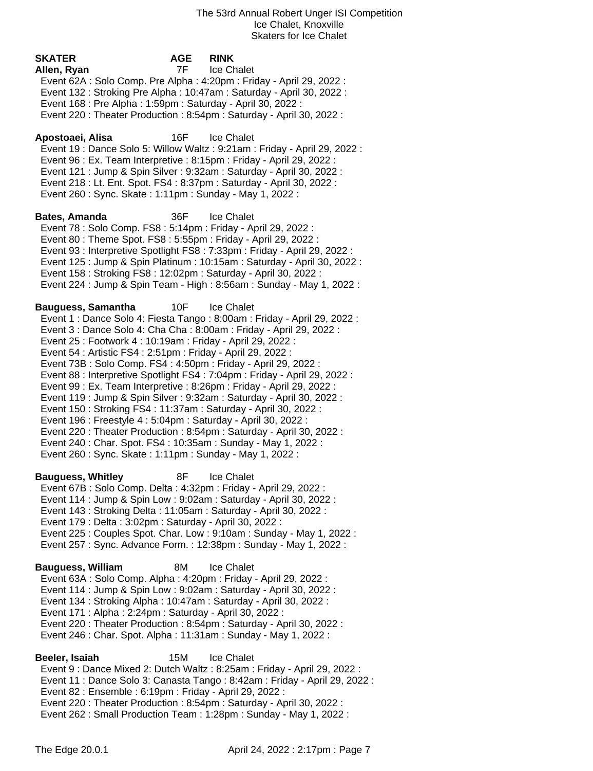The 53rd Annual Robert Unger ISI Competition
Ice Chalet, Knoxville
Skaters for Ice Chalet

| SKATER | AGE | RINK |
|---|---|---|

**Allen, Ryan** 7F Ice Chalet
Event 62A : Solo Comp. Pre Alpha : 4:20pm : Friday - April 29, 2022 :
Event 132 : Stroking Pre Alpha : 10:47am : Saturday - April 30, 2022 :
Event 168 : Pre Alpha : 1:59pm : Saturday - April 30, 2022 :
Event 220 : Theater Production : 8:54pm : Saturday - April 30, 2022 :

**Apostoaei, Alisa** 16F Ice Chalet
Event 19 : Dance Solo 5: Willow Waltz : 9:21am : Friday - April 29, 2022 :
Event 96 : Ex. Team Interpretive : 8:15pm : Friday - April 29, 2022 :
Event 121 : Jump & Spin Silver : 9:32am : Saturday - April 30, 2022 :
Event 218 : Lt. Ent. Spot. FS4 : 8:37pm : Saturday - April 30, 2022 :
Event 260 : Sync. Skate : 1:11pm : Sunday - May 1, 2022 :

**Bates, Amanda** 36F Ice Chalet
Event 78 : Solo Comp. FS8 : 5:14pm : Friday - April 29, 2022 :
Event 80 : Theme Spot. FS8 : 5:55pm : Friday - April 29, 2022 :
Event 93 : Interpretive Spotlight FS8 : 7:33pm : Friday - April 29, 2022 :
Event 125 : Jump & Spin Platinum : 10:15am : Saturday - April 30, 2022 :
Event 158 : Stroking FS8 : 12:02pm : Saturday - April 30, 2022 :
Event 224 : Jump & Spin Team - High : 8:56am : Sunday - May 1, 2022 :

**Bauguess, Samantha** 10F Ice Chalet
Event 1 : Dance Solo 4: Fiesta Tango : 8:00am : Friday - April 29, 2022 :
Event 3 : Dance Solo 4: Cha Cha : 8:00am : Friday - April 29, 2022 :
Event 25 : Footwork 4 : 10:19am : Friday - April 29, 2022 :
Event 54 : Artistic FS4 : 2:51pm : Friday - April 29, 2022 :
Event 73B : Solo Comp. FS4 : 4:50pm : Friday - April 29, 2022 :
Event 88 : Interpretive Spotlight FS4 : 7:04pm : Friday - April 29, 2022 :
Event 99 : Ex. Team Interpretive : 8:26pm : Friday - April 29, 2022 :
Event 119 : Jump & Spin Silver : 9:32am : Saturday - April 30, 2022 :
Event 150 : Stroking FS4 : 11:37am : Saturday - April 30, 2022 :
Event 196 : Freestyle 4 : 5:04pm : Saturday - April 30, 2022 :
Event 220 : Theater Production : 8:54pm : Saturday - April 30, 2022 :
Event 240 : Char. Spot. FS4 : 10:35am : Sunday - May 1, 2022 :
Event 260 : Sync. Skate : 1:11pm : Sunday - May 1, 2022 :

**Bauguess, Whitley** 8F Ice Chalet
Event 67B : Solo Comp. Delta : 4:32pm : Friday - April 29, 2022 :
Event 114 : Jump & Spin Low : 9:02am : Saturday - April 30, 2022 :
Event 143 : Stroking Delta : 11:05am : Saturday - April 30, 2022 :
Event 179 : Delta : 3:02pm : Saturday - April 30, 2022 :
Event 225 : Couples Spot. Char. Low : 9:10am : Sunday - May 1, 2022 :
Event 257 : Sync. Advance Form. : 12:38pm : Sunday - May 1, 2022 :

**Bauguess, William** 8M Ice Chalet
Event 63A : Solo Comp. Alpha : 4:20pm : Friday - April 29, 2022 :
Event 114 : Jump & Spin Low : 9:02am : Saturday - April 30, 2022 :
Event 134 : Stroking Alpha : 10:47am : Saturday - April 30, 2022 :
Event 171 : Alpha : 2:24pm : Saturday - April 30, 2022 :
Event 220 : Theater Production : 8:54pm : Saturday - April 30, 2022 :
Event 246 : Char. Spot. Alpha : 11:31am : Sunday - May 1, 2022 :

**Beeler, Isaiah** 15M Ice Chalet
Event 9 : Dance Mixed 2: Dutch Waltz : 8:25am : Friday - April 29, 2022 :
Event 11 : Dance Solo 3: Canasta Tango : 8:42am : Friday - April 29, 2022 :
Event 82 : Ensemble : 6:19pm : Friday - April 29, 2022 :
Event 220 : Theater Production : 8:54pm : Saturday - April 30, 2022 :
Event 262 : Small Production Team : 1:28pm : Sunday - May 1, 2022 :

The Edge 20.0.1 April 24, 2022 : 2:17pm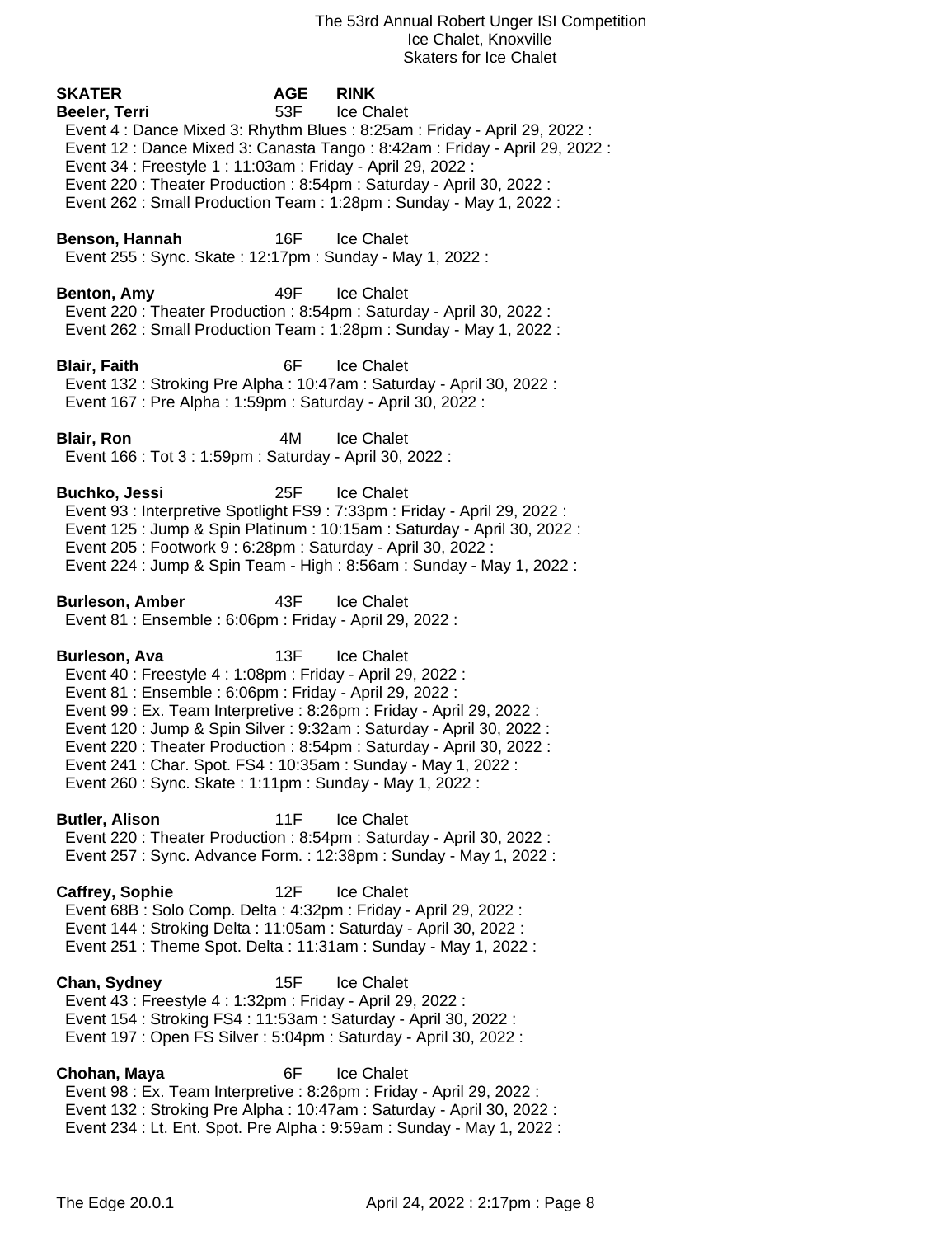The 53rd Annual Robert Unger ISI Competition
Ice Chalet, Knoxville
Skaters for Ice Chalet

**SKATER** **AGE** **RINK**

**Beeler, Terri** 53F Ice Chalet
Event 4 : Dance Mixed 3: Rhythm Blues : 8:25am : Friday - April 29, 2022 :
Event 12 : Dance Mixed 3: Canasta Tango : 8:42am : Friday - April 29, 2022 :
Event 34 : Freestyle 1 : 11:03am : Friday - April 29, 2022 :
Event 220 : Theater Production : 8:54pm : Saturday - April 30, 2022 :
Event 262 : Small Production Team : 1:28pm : Sunday - May 1, 2022 :

**Benson, Hannah** 16F Ice Chalet
Event 255 : Sync. Skate : 12:17pm : Sunday - May 1, 2022 :

**Benton, Amy** 49F Ice Chalet
Event 220 : Theater Production : 8:54pm : Saturday - April 30, 2022 :
Event 262 : Small Production Team : 1:28pm : Sunday - May 1, 2022 :

**Blair, Faith** 6F Ice Chalet
Event 132 : Stroking Pre Alpha : 10:47am : Saturday - April 30, 2022 :
Event 167 : Pre Alpha : 1:59pm : Saturday - April 30, 2022 :

**Blair, Ron** 4M Ice Chalet
Event 166 : Tot 3 : 1:59pm : Saturday - April 30, 2022 :

**Buchko, Jessi** 25F Ice Chalet
Event 93 : Interpretive Spotlight FS9 : 7:33pm : Friday - April 29, 2022 :
Event 125 : Jump & Spin Platinum : 10:15am : Saturday - April 30, 2022 :
Event 205 : Footwork 9 : 6:28pm : Saturday - April 30, 2022 :
Event 224 : Jump & Spin Team - High : 8:56am : Sunday - May 1, 2022 :

**Burleson, Amber** 43F Ice Chalet
Event 81 : Ensemble : 6:06pm : Friday - April 29, 2022 :

**Burleson, Ava** 13F Ice Chalet
Event 40 : Freestyle 4 : 1:08pm : Friday - April 29, 2022 :
Event 81 : Ensemble : 6:06pm : Friday - April 29, 2022 :
Event 99 : Ex. Team Interpretive : 8:26pm : Friday - April 29, 2022 :
Event 120 : Jump & Spin Silver : 9:32am : Saturday - April 30, 2022 :
Event 220 : Theater Production : 8:54pm : Saturday - April 30, 2022 :
Event 241 : Char. Spot. FS4 : 10:35am : Sunday - May 1, 2022 :
Event 260 : Sync. Skate : 1:11pm : Sunday - May 1, 2022 :

**Butler, Alison** 11F Ice Chalet
Event 220 : Theater Production : 8:54pm : Saturday - April 30, 2022 :
Event 257 : Sync. Advance Form. : 12:38pm : Sunday - May 1, 2022 :

**Caffrey, Sophie** 12F Ice Chalet
Event 68B : Solo Comp. Delta : 4:32pm : Friday - April 29, 2022 :
Event 144 : Stroking Delta : 11:05am : Saturday - April 30, 2022 :
Event 251 : Theme Spot. Delta : 11:31am : Sunday - May 1, 2022 :

**Chan, Sydney** 15F Ice Chalet
Event 43 : Freestyle 4 : 1:32pm : Friday - April 29, 2022 :
Event 154 : Stroking FS4 : 11:53am : Saturday - April 30, 2022 :
Event 197 : Open FS Silver : 5:04pm : Saturday - April 30, 2022 :

**Chohan, Maya** 6F Ice Chalet
Event 98 : Ex. Team Interpretive : 8:26pm : Friday - April 29, 2022 :
Event 132 : Stroking Pre Alpha : 10:47am : Saturday - April 30, 2022 :
Event 234 : Lt. Ent. Spot. Pre Alpha : 9:59am : Sunday - May 1, 2022 :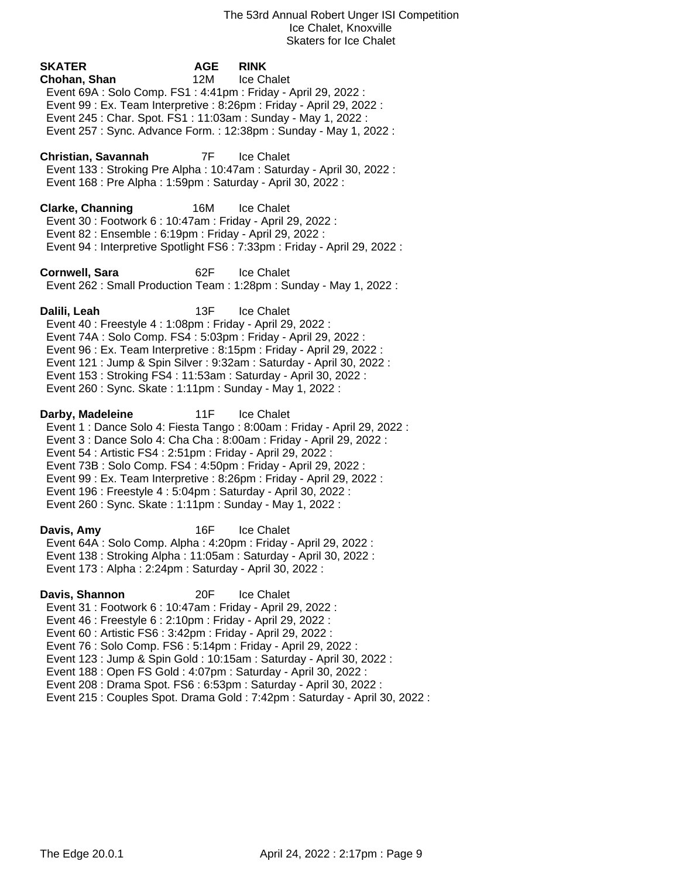The 53rd Annual Robert Unger ISI Competition
Ice Chalet, Knoxville
Skaters for Ice Chalet

| SKATER | AGE | RINK |
|---|---|---|
| **Chohan, Shan** | 12M | Ice Chalet |

Event 69A : Solo Comp. FS1 : 4:41pm : Friday - April 29, 2022 :
Event 99 : Ex. Team Interpretive : 8:26pm : Friday - April 29, 2022 :
Event 245 : Char. Spot. FS1 : 11:03am : Sunday - May 1, 2022 :
Event 257 : Sync. Advance Form. : 12:38pm : Sunday - May 1, 2022 :

**Christian, Savannah** 7F Ice Chalet
Event 133 : Stroking Pre Alpha : 10:47am : Saturday - April 30, 2022 :
Event 168 : Pre Alpha : 1:59pm : Saturday - April 30, 2022 :

**Clarke, Channing** 16M Ice Chalet
Event 30 : Footwork 6 : 10:47am : Friday - April 29, 2022 :
Event 82 : Ensemble : 6:19pm : Friday - April 29, 2022 :
Event 94 : Interpretive Spotlight FS6 : 7:33pm : Friday - April 29, 2022 :

**Cornwell, Sara** 62F Ice Chalet
Event 262 : Small Production Team : 1:28pm : Sunday - May 1, 2022 :

**Dalili, Leah** 13F Ice Chalet
Event 40 : Freestyle 4 : 1:08pm : Friday - April 29, 2022 :
Event 74A : Solo Comp. FS4 : 5:03pm : Friday - April 29, 2022 :
Event 96 : Ex. Team Interpretive : 8:15pm : Friday - April 29, 2022 :
Event 121 : Jump & Spin Silver : 9:32am : Saturday - April 30, 2022 :
Event 153 : Stroking FS4 : 11:53am : Saturday - April 30, 2022 :
Event 260 : Sync. Skate : 1:11pm : Sunday - May 1, 2022 :

**Darby, Madeleine** 11F Ice Chalet
Event 1 : Dance Solo 4: Fiesta Tango : 8:00am : Friday - April 29, 2022 :
Event 3 : Dance Solo 4: Cha Cha : 8:00am : Friday - April 29, 2022 :
Event 54 : Artistic FS4 : 2:51pm : Friday - April 29, 2022 :
Event 73B : Solo Comp. FS4 : 4:50pm : Friday - April 29, 2022 :
Event 99 : Ex. Team Interpretive : 8:26pm : Friday - April 29, 2022 :
Event 196 : Freestyle 4 : 5:04pm : Saturday - April 30, 2022 :
Event 260 : Sync. Skate : 1:11pm : Sunday - May 1, 2022 :

**Davis, Amy** 16F Ice Chalet
Event 64A : Solo Comp. Alpha : 4:20pm : Friday - April 29, 2022 :
Event 138 : Stroking Alpha : 11:05am : Saturday - April 30, 2022 :
Event 173 : Alpha : 2:24pm : Saturday - April 30, 2022 :

**Davis, Shannon** 20F Ice Chalet
Event 31 : Footwork 6 : 10:47am : Friday - April 29, 2022 :
Event 46 : Freestyle 6 : 2:10pm : Friday - April 29, 2022 :
Event 60 : Artistic FS6 : 3:42pm : Friday - April 29, 2022 :
Event 76 : Solo Comp. FS6 : 5:14pm : Friday - April 29, 2022 :
Event 123 : Jump & Spin Gold : 10:15am : Saturday - April 30, 2022 :
Event 188 : Open FS Gold : 4:07pm : Saturday - April 30, 2022 :
Event 208 : Drama Spot. FS6 : 6:53pm : Saturday - April 30, 2022 :
Event 215 : Couples Spot. Drama Gold : 7:42pm : Saturday - April 30, 2022 :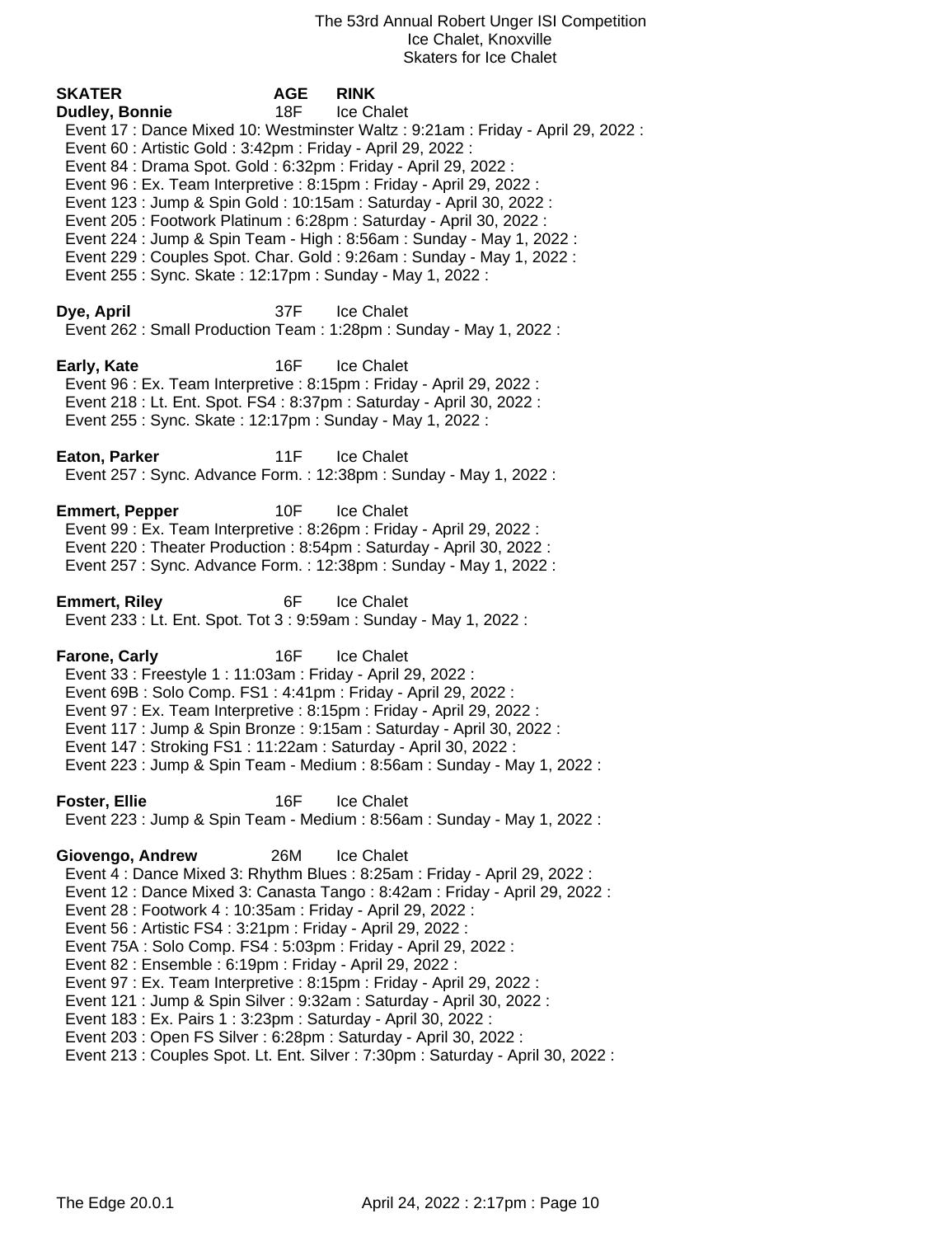The 53rd Annual Robert Unger ISI Competition
Ice Chalet, Knoxville
Skaters for Ice Chalet

| SKATER | AGE | RINK |
|---|---|---|

**Dudley, Bonnie** 18F Ice Chalet
- Event 17 : Dance Mixed 10: Westminster Waltz : 9:21am : Friday - April 29, 2022 :
- Event 60 : Artistic Gold : 3:42pm : Friday - April 29, 2022 :
- Event 84 : Drama Spot. Gold : 6:32pm : Friday - April 29, 2022 :
- Event 96 : Ex. Team Interpretive : 8:15pm : Friday - April 29, 2022 :
- Event 123 : Jump & Spin Gold : 10:15am : Saturday - April 30, 2022 :
- Event 205 : Footwork Platinum : 6:28pm : Saturday - April 30, 2022 :
- Event 224 : Jump & Spin Team - High : 8:56am : Sunday - May 1, 2022 :
- Event 229 : Couples Spot. Char. Gold : 9:26am : Sunday - May 1, 2022 :
- Event 255 : Sync. Skate : 12:17pm : Sunday - May 1, 2022 :

**Dye, April** 37F Ice Chalet
- Event 262 : Small Production Team : 1:28pm : Sunday - May 1, 2022 :

**Early, Kate** 16F Ice Chalet
- Event 96 : Ex. Team Interpretive : 8:15pm : Friday - April 29, 2022 :
- Event 218 : Lt. Ent. Spot. FS4 : 8:37pm : Saturday - April 30, 2022 :
- Event 255 : Sync. Skate : 12:17pm : Sunday - May 1, 2022 :

**Eaton, Parker** 11F Ice Chalet
- Event 257 : Sync. Advance Form. : 12:38pm : Sunday - May 1, 2022 :

**Emmert, Pepper** 10F Ice Chalet
- Event 99 : Ex. Team Interpretive : 8:26pm : Friday - April 29, 2022 :
- Event 220 : Theater Production : 8:54pm : Saturday - April 30, 2022 :
- Event 257 : Sync. Advance Form. : 12:38pm : Sunday - May 1, 2022 :

**Emmert, Riley** 6F Ice Chalet
- Event 233 : Lt. Ent. Spot. Tot 3 : 9:59am : Sunday - May 1, 2022 :

**Farone, Carly** 16F Ice Chalet
- Event 33 : Freestyle 1 : 11:03am : Friday - April 29, 2022 :
- Event 69B : Solo Comp. FS1 : 4:41pm : Friday - April 29, 2022 :
- Event 97 : Ex. Team Interpretive : 8:15pm : Friday - April 29, 2022 :
- Event 117 : Jump & Spin Bronze : 9:15am : Saturday - April 30, 2022 :
- Event 147 : Stroking FS1 : 11:22am : Saturday - April 30, 2022 :
- Event 223 : Jump & Spin Team - Medium : 8:56am : Sunday - May 1, 2022 :

**Foster, Ellie** 16F Ice Chalet
- Event 223 : Jump & Spin Team - Medium : 8:56am : Sunday - May 1, 2022 :

**Giovengo, Andrew** 26M Ice Chalet
- Event 4 : Dance Mixed 3: Rhythm Blues : 8:25am : Friday - April 29, 2022 :
- Event 12 : Dance Mixed 3: Canasta Tango : 8:42am : Friday - April 29, 2022 :
- Event 28 : Footwork 4 : 10:35am : Friday - April 29, 2022 :
- Event 56 : Artistic FS4 : 3:21pm : Friday - April 29, 2022 :
- Event 75A : Solo Comp. FS4 : 5:03pm : Friday - April 29, 2022 :
- Event 82 : Ensemble : 6:19pm : Friday - April 29, 2022 :
- Event 97 : Ex. Team Interpretive : 8:15pm : Friday - April 29, 2022 :
- Event 121 : Jump & Spin Silver : 9:32am : Saturday - April 30, 2022 :
- Event 183 : Ex. Pairs 1 : 3:23pm : Saturday - April 30, 2022 :
- Event 203 : Open FS Silver : 6:28pm : Saturday - April 30, 2022 :
- Event 213 : Couples Spot. Lt. Ent. Silver : 7:30pm : Saturday - April 30, 2022 :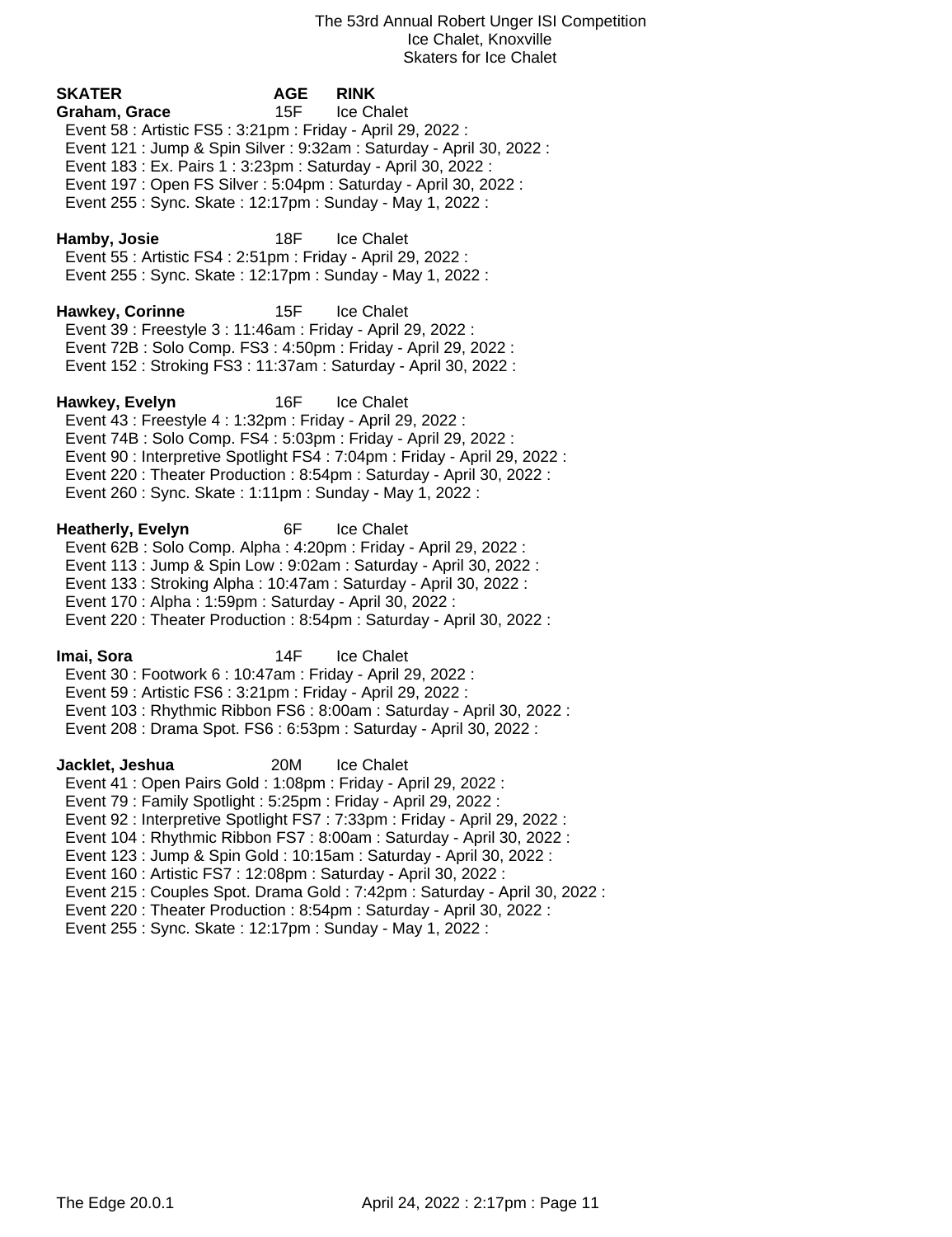The 53rd Annual Robert Unger ISI Competition
Ice Chalet, Knoxville
Skaters for Ice Chalet

**SKATER** **AGE** **RINK**

**Graham, Grace** 15F Ice Chalet
Event 58 : Artistic FS5 : 3:21pm : Friday - April 29, 2022 :
Event 121 : Jump & Spin Silver : 9:32am : Saturday - April 30, 2022 :
Event 183 : Ex. Pairs 1 : 3:23pm : Saturday - April 30, 2022 :
Event 197 : Open FS Silver : 5:04pm : Saturday - April 30, 2022 :
Event 255 : Sync. Skate : 12:17pm : Sunday - May 1, 2022 :

**Hamby, Josie** 18F Ice Chalet
Event 55 : Artistic FS4 : 2:51pm : Friday - April 29, 2022 :
Event 255 : Sync. Skate : 12:17pm : Sunday - May 1, 2022 :

**Hawkey, Corinne** 15F Ice Chalet
Event 39 : Freestyle 3 : 11:46am : Friday - April 29, 2022 :
Event 72B : Solo Comp. FS3 : 4:50pm : Friday - April 29, 2022 :
Event 152 : Stroking FS3 : 11:37am : Saturday - April 30, 2022 :

**Hawkey, Evelyn** 16F Ice Chalet
Event 43 : Freestyle 4 : 1:32pm : Friday - April 29, 2022 :
Event 74B : Solo Comp. FS4 : 5:03pm : Friday - April 29, 2022 :
Event 90 : Interpretive Spotlight FS4 : 7:04pm : Friday - April 29, 2022 :
Event 220 : Theater Production : 8:54pm : Saturday - April 30, 2022 :
Event 260 : Sync. Skate : 1:11pm : Sunday - May 1, 2022 :

**Heatherly, Evelyn** 6F Ice Chalet
Event 62B : Solo Comp. Alpha : 4:20pm : Friday - April 29, 2022 :
Event 113 : Jump & Spin Low : 9:02am : Saturday - April 30, 2022 :
Event 133 : Stroking Alpha : 10:47am : Saturday - April 30, 2022 :
Event 170 : Alpha : 1:59pm : Saturday - April 30, 2022 :
Event 220 : Theater Production : 8:54pm : Saturday - April 30, 2022 :

**Imai, Sora** 14F Ice Chalet
Event 30 : Footwork 6 : 10:47am : Friday - April 29, 2022 :
Event 59 : Artistic FS6 : 3:21pm : Friday - April 29, 2022 :
Event 103 : Rhythmic Ribbon FS6 : 8:00am : Saturday - April 30, 2022 :
Event 208 : Drama Spot. FS6 : 6:53pm : Saturday - April 30, 2022 :

**Jacklet, Jeshua** 20M Ice Chalet
Event 41 : Open Pairs Gold : 1:08pm : Friday - April 29, 2022 :
Event 79 : Family Spotlight : 5:25pm : Friday - April 29, 2022 :
Event 92 : Interpretive Spotlight FS7 : 7:33pm : Friday - April 29, 2022 :
Event 104 : Rhythmic Ribbon FS7 : 8:00am : Saturday - April 30, 2022 :
Event 123 : Jump & Spin Gold : 10:15am : Saturday - April 30, 2022 :
Event 160 : Artistic FS7 : 12:08pm : Saturday - April 30, 2022 :
Event 215 : Couples Spot. Drama Gold : 7:42pm : Saturday - April 30, 2022 :
Event 220 : Theater Production : 8:54pm : Saturday - April 30, 2022 :
Event 255 : Sync. Skate : 12:17pm : Sunday - May 1, 2022 :

The Edge 20.0.1 April 24, 2022 : 2:17pm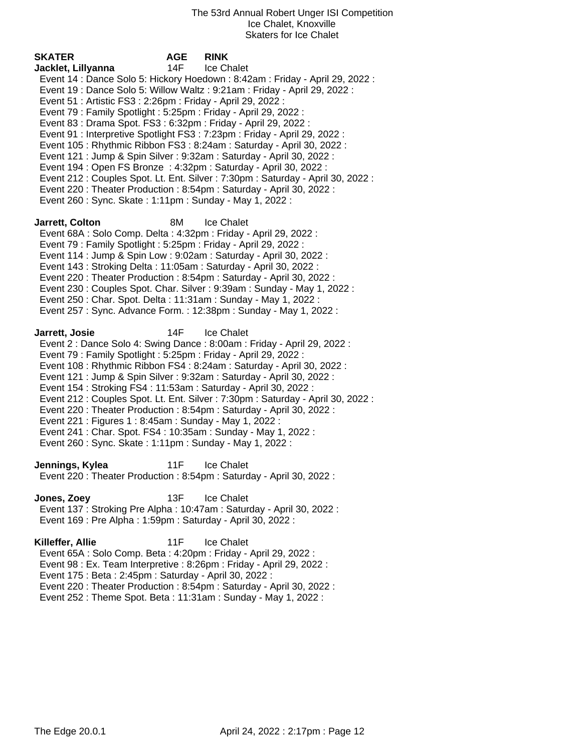The 53rd Annual Robert Unger ISI Competition
Ice Chalet, Knoxville
Skaters for Ice Chalet

**SKATER** **AGE** **RINK**

**Jacklet, Lillyanna** 14F Ice Chalet
Event 14 : Dance Solo 5: Hickory Hoedown : 8:42am : Friday - April 29, 2022 :
Event 19 : Dance Solo 5: Willow Waltz : 9:21am : Friday - April 29, 2022 :
Event 51 : Artistic FS3 : 2:26pm : Friday - April 29, 2022 :
Event 79 : Family Spotlight : 5:25pm : Friday - April 29, 2022 :
Event 83 : Drama Spot. FS3 : 6:32pm : Friday - April 29, 2022 :
Event 91 : Interpretive Spotlight FS3 : 7:23pm : Friday - April 29, 2022 :
Event 105 : Rhythmic Ribbon FS3 : 8:24am : Saturday - April 30, 2022 :
Event 121 : Jump & Spin Silver : 9:32am : Saturday - April 30, 2022 :
Event 194 : Open FS Bronze : 4:32pm : Saturday - April 30, 2022 :
Event 212 : Couples Spot. Lt. Ent. Silver : 7:30pm : Saturday - April 30, 2022 :
Event 220 : Theater Production : 8:54pm : Saturday - April 30, 2022 :
Event 260 : Sync. Skate : 1:11pm : Sunday - May 1, 2022 :

**Jarrett, Colton** 8M Ice Chalet
Event 68A : Solo Comp. Delta : 4:32pm : Friday - April 29, 2022 :
Event 79 : Family Spotlight : 5:25pm : Friday - April 29, 2022 :
Event 114 : Jump & Spin Low : 9:02am : Saturday - April 30, 2022 :
Event 143 : Stroking Delta : 11:05am : Saturday - April 30, 2022 :
Event 220 : Theater Production : 8:54pm : Saturday - April 30, 2022 :
Event 230 : Couples Spot. Char. Silver : 9:39am : Sunday - May 1, 2022 :
Event 250 : Char. Spot. Delta : 11:31am : Sunday - May 1, 2022 :
Event 257 : Sync. Advance Form. : 12:38pm : Sunday - May 1, 2022 :

**Jarrett, Josie** 14F Ice Chalet
Event 2 : Dance Solo 4: Swing Dance : 8:00am : Friday - April 29, 2022 :
Event 79 : Family Spotlight : 5:25pm : Friday - April 29, 2022 :
Event 108 : Rhythmic Ribbon FS4 : 8:24am : Saturday - April 30, 2022 :
Event 121 : Jump & Spin Silver : 9:32am : Saturday - April 30, 2022 :
Event 154 : Stroking FS4 : 11:53am : Saturday - April 30, 2022 :
Event 212 : Couples Spot. Lt. Ent. Silver : 7:30pm : Saturday - April 30, 2022 :
Event 220 : Theater Production : 8:54pm : Saturday - April 30, 2022 :
Event 221 : Figures 1 : 8:45am : Sunday - May 1, 2022 :
Event 241 : Char. Spot. FS4 : 10:35am : Sunday - May 1, 2022 :
Event 260 : Sync. Skate : 1:11pm : Sunday - May 1, 2022 :

**Jennings, Kylea** 11F Ice Chalet
Event 220 : Theater Production : 8:54pm : Saturday - April 30, 2022 :

**Jones, Zoey** 13F Ice Chalet
Event 137 : Stroking Pre Alpha : 10:47am : Saturday - April 30, 2022 :
Event 169 : Pre Alpha : 1:59pm : Saturday - April 30, 2022 :

**Killeffer, Allie** 11F Ice Chalet
Event 65A : Solo Comp. Beta : 4:20pm : Friday - April 29, 2022 :
Event 98 : Ex. Team Interpretive : 8:26pm : Friday - April 29, 2022 :
Event 175 : Beta : 2:45pm : Saturday - April 30, 2022 :
Event 220 : Theater Production : 8:54pm : Saturday - April 30, 2022 :
Event 252 : Theme Spot. Beta : 11:31am : Sunday - May 1, 2022 :

The Edge 20.0.1 April 24, 2022 : 2:17pm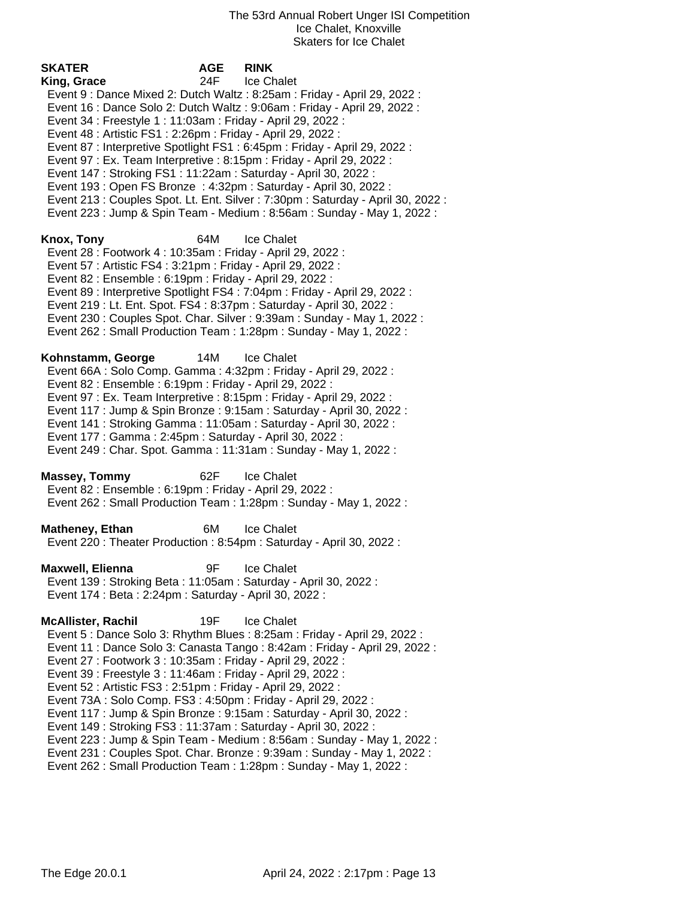The 53rd Annual Robert Unger ISI Competition
Ice Chalet, Knoxville
Skaters for Ice Chalet

| SKATER | AGE | RINK |
|---|---|---|

**King, Grace** 24F Ice Chalet

- Event 9 : Dance Mixed 2: Dutch Waltz : 8:25am : Friday - April 29, 2022 :
- Event 16 : Dance Solo 2: Dutch Waltz : 9:06am : Friday - April 29, 2022 :
- Event 34 : Freestyle 1 : 11:03am : Friday - April 29, 2022 :
- Event 48 : Artistic FS1 : 2:26pm : Friday - April 29, 2022 :
- Event 87 : Interpretive Spotlight FS1 : 6:45pm : Friday - April 29, 2022 :
- Event 97 : Ex. Team Interpretive : 8:15pm : Friday - April 29, 2022 :
- Event 147 : Stroking FS1 : 11:22am : Saturday - April 30, 2022 :
- Event 193 : Open FS Bronze : 4:32pm : Saturday - April 30, 2022 :
- Event 213 : Couples Spot. Lt. Ent. Silver : 7:30pm : Saturday - April 30, 2022 :
- Event 223 : Jump & Spin Team - Medium : 8:56am : Sunday - May 1, 2022 :

**Knox, Tony** 64M Ice Chalet

- Event 28 : Footwork 4 : 10:35am : Friday - April 29, 2022 :
- Event 57 : Artistic FS4 : 3:21pm : Friday - April 29, 2022 :
- Event 82 : Ensemble : 6:19pm : Friday - April 29, 2022 :
- Event 89 : Interpretive Spotlight FS4 : 7:04pm : Friday - April 29, 2022 :
- Event 219 : Lt. Ent. Spot. FS4 : 8:37pm : Saturday - April 30, 2022 :
- Event 230 : Couples Spot. Char. Silver : 9:39am : Sunday - May 1, 2022 :
- Event 262 : Small Production Team : 1:28pm : Sunday - May 1, 2022 :

**Kohnstamm, George** 14M Ice Chalet

- Event 66A : Solo Comp. Gamma : 4:32pm : Friday - April 29, 2022 :
- Event 82 : Ensemble : 6:19pm : Friday - April 29, 2022 :
- Event 97 : Ex. Team Interpretive : 8:15pm : Friday - April 29, 2022 :
- Event 117 : Jump & Spin Bronze : 9:15am : Saturday - April 30, 2022 :
- Event 141 : Stroking Gamma : 11:05am : Saturday - April 30, 2022 :
- Event 177 : Gamma : 2:45pm : Saturday - April 30, 2022 :
- Event 249 : Char. Spot. Gamma : 11:31am : Sunday - May 1, 2022 :

**Massey, Tommy** 62F Ice Chalet

- Event 82 : Ensemble : 6:19pm : Friday - April 29, 2022 :
- Event 262 : Small Production Team : 1:28pm : Sunday - May 1, 2022 :

**Matheney, Ethan** 6M Ice Chalet

- Event 220 : Theater Production : 8:54pm : Saturday - April 30, 2022 :

**Maxwell, Elienna** 9F Ice Chalet

- Event 139 : Stroking Beta : 11:05am : Saturday - April 30, 2022 :
- Event 174 : Beta : 2:24pm : Saturday - April 30, 2022 :

**McAllister, Rachil** 19F Ice Chalet

- Event 5 : Dance Solo 3: Rhythm Blues : 8:25am : Friday - April 29, 2022 :
- Event 11 : Dance Solo 3: Canasta Tango : 8:42am : Friday - April 29, 2022 :
- Event 27 : Footwork 3 : 10:35am : Friday - April 29, 2022 :
- Event 39 : Freestyle 3 : 11:46am : Friday - April 29, 2022 :
- Event 52 : Artistic FS3 : 2:51pm : Friday - April 29, 2022 :
- Event 73A : Solo Comp. FS3 : 4:50pm : Friday - April 29, 2022 :
- Event 117 : Jump & Spin Bronze : 9:15am : Saturday - April 30, 2022 :
- Event 149 : Stroking FS3 : 11:37am : Saturday - April 30, 2022 :
- Event 223 : Jump & Spin Team - Medium : 8:56am : Sunday - May 1, 2022 :
- Event 231 : Couples Spot. Char. Bronze : 9:39am : Sunday - May 1, 2022 :
- Event 262 : Small Production Team : 1:28pm : Sunday - May 1, 2022 :

The Edge 20.0.1 April 24, 2022 : 2:17pm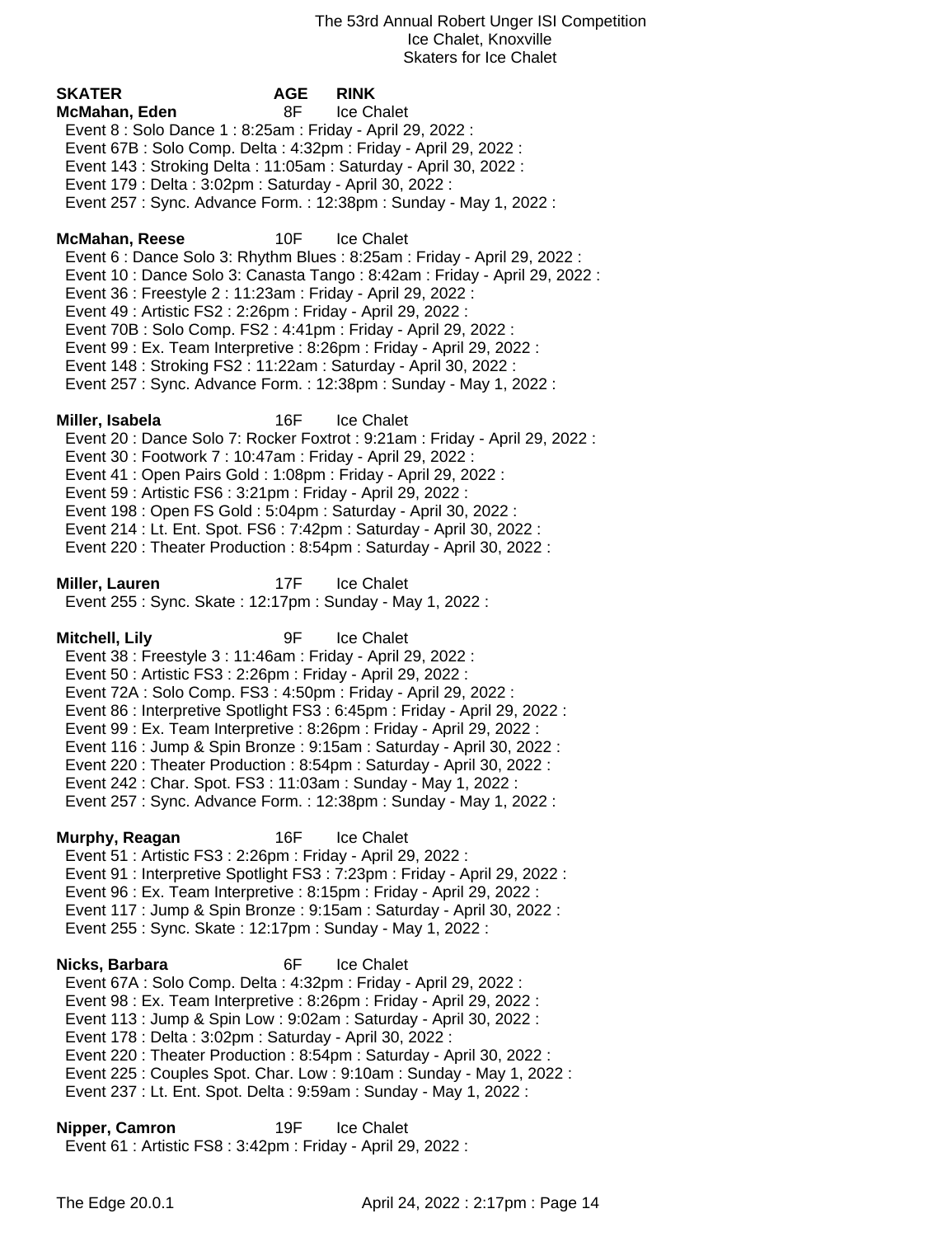The 53rd Annual Robert Unger ISI Competition
Ice Chalet, Knoxville
Skaters for Ice Chalet

**SKATER** **AGE** **RINK**

**McMahan, Eden** 8F Ice Chalet
Event 8 : Solo Dance 1 : 8:25am : Friday - April 29, 2022 :
Event 67B : Solo Comp. Delta : 4:32pm : Friday - April 29, 2022 :
Event 143 : Stroking Delta : 11:05am : Saturday - April 30, 2022 :
Event 179 : Delta : 3:02pm : Saturday - April 30, 2022 :
Event 257 : Sync. Advance Form. : 12:38pm : Sunday - May 1, 2022 :

**McMahan, Reese** 10F Ice Chalet
Event 6 : Dance Solo 3: Rhythm Blues : 8:25am : Friday - April 29, 2022 :
Event 10 : Dance Solo 3: Canasta Tango : 8:42am : Friday - April 29, 2022 :
Event 36 : Freestyle 2 : 11:23am : Friday - April 29, 2022 :
Event 49 : Artistic FS2 : 2:26pm : Friday - April 29, 2022 :
Event 70B : Solo Comp. FS2 : 4:41pm : Friday - April 29, 2022 :
Event 99 : Ex. Team Interpretive : 8:26pm : Friday - April 29, 2022 :
Event 148 : Stroking FS2 : 11:22am : Saturday - April 30, 2022 :
Event 257 : Sync. Advance Form. : 12:38pm : Sunday - May 1, 2022 :

**Miller, Isabela** 16F Ice Chalet
Event 20 : Dance Solo 7: Rocker Foxtrot : 9:21am : Friday - April 29, 2022 :
Event 30 : Footwork 7 : 10:47am : Friday - April 29, 2022 :
Event 41 : Open Pairs Gold : 1:08pm : Friday - April 29, 2022 :
Event 59 : Artistic FS6 : 3:21pm : Friday - April 29, 2022 :
Event 198 : Open FS Gold : 5:04pm : Saturday - April 30, 2022 :
Event 214 : Lt. Ent. Spot. FS6 : 7:42pm : Saturday - April 30, 2022 :
Event 220 : Theater Production : 8:54pm : Saturday - April 30, 2022 :

**Miller, Lauren** 17F Ice Chalet
Event 255 : Sync. Skate : 12:17pm : Sunday - May 1, 2022 :

**Mitchell, Lily** 9F Ice Chalet
Event 38 : Freestyle 3 : 11:46am : Friday - April 29, 2022 :
Event 50 : Artistic FS3 : 2:26pm : Friday - April 29, 2022 :
Event 72A : Solo Comp. FS3 : 4:50pm : Friday - April 29, 2022 :
Event 86 : Interpretive Spotlight FS3 : 6:45pm : Friday - April 29, 2022 :
Event 99 : Ex. Team Interpretive : 8:26pm : Friday - April 29, 2022 :
Event 116 : Jump & Spin Bronze : 9:15am : Saturday - April 30, 2022 :
Event 220 : Theater Production : 8:54pm : Saturday - April 30, 2022 :
Event 242 : Char. Spot. FS3 : 11:03am : Sunday - May 1, 2022 :
Event 257 : Sync. Advance Form. : 12:38pm : Sunday - May 1, 2022 :

**Murphy, Reagan** 16F Ice Chalet
Event 51 : Artistic FS3 : 2:26pm : Friday - April 29, 2022 :
Event 91 : Interpretive Spotlight FS3 : 7:23pm : Friday - April 29, 2022 :
Event 96 : Ex. Team Interpretive : 8:15pm : Friday - April 29, 2022 :
Event 117 : Jump & Spin Bronze : 9:15am : Saturday - April 30, 2022 :
Event 255 : Sync. Skate : 12:17pm : Sunday - May 1, 2022 :

**Nicks, Barbara** 6F Ice Chalet
Event 67A : Solo Comp. Delta : 4:32pm : Friday - April 29, 2022 :
Event 98 : Ex. Team Interpretive : 8:26pm : Friday - April 29, 2022 :
Event 113 : Jump & Spin Low : 9:02am : Saturday - April 30, 2022 :
Event 178 : Delta : 3:02pm : Saturday - April 30, 2022 :
Event 220 : Theater Production : 8:54pm : Saturday - April 30, 2022 :
Event 225 : Couples Spot. Char. Low : 9:10am : Sunday - May 1, 2022 :
Event 237 : Lt. Ent. Spot. Delta : 9:59am : Sunday - May 1, 2022 :

**Nipper, Camron** 19F Ice Chalet
Event 61 : Artistic FS8 : 3:42pm : Friday - April 29, 2022 :

The Edge 20.0.1 April 24, 2022 : 2:17pm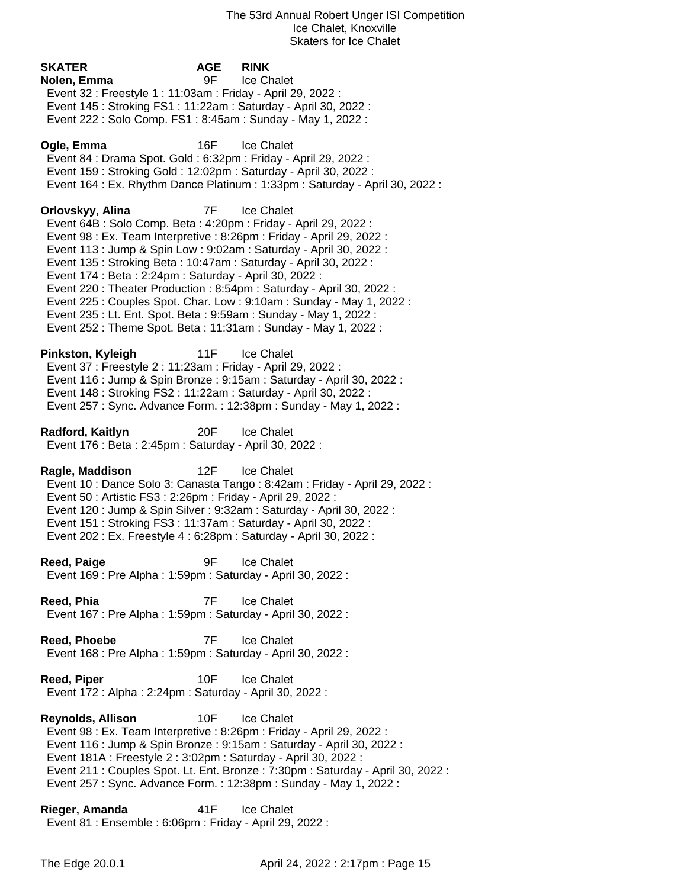The 53rd Annual Robert Unger ISI Competition
Ice Chalet, Knoxville
Skaters for Ice Chalet

| SKATER | AGE | RINK |
| --- | --- | --- |

**Nolen, Emma** 9F Ice Chalet
- Event 32 : Freestyle 1 : 11:03am : Friday - April 29, 2022 :
- Event 145 : Stroking FS1 : 11:22am : Saturday - April 30, 2022 :
- Event 222 : Solo Comp. FS1 : 8:45am : Sunday - May 1, 2022 :

**Ogle, Emma** 16F Ice Chalet
- Event 84 : Drama Spot. Gold : 6:32pm : Friday - April 29, 2022 :
- Event 159 : Stroking Gold : 12:02pm : Saturday - April 30, 2022 :
- Event 164 : Ex. Rhythm Dance Platinum : 1:33pm : Saturday - April 30, 2022 :

**Orlovskyy, Alina** 7F Ice Chalet
- Event 64B : Solo Comp. Beta : 4:20pm : Friday - April 29, 2022 :
- Event 98 : Ex. Team Interpretive : 8:26pm : Friday - April 29, 2022 :
- Event 113 : Jump & Spin Low : 9:02am : Saturday - April 30, 2022 :
- Event 135 : Stroking Beta : 10:47am : Saturday - April 30, 2022 :
- Event 174 : Beta : 2:24pm : Saturday - April 30, 2022 :
- Event 220 : Theater Production : 8:54pm : Saturday - April 30, 2022 :
- Event 225 : Couples Spot. Char. Low : 9:10am : Sunday - May 1, 2022 :
- Event 235 : Lt. Ent. Spot. Beta : 9:59am : Sunday - May 1, 2022 :
- Event 252 : Theme Spot. Beta : 11:31am : Sunday - May 1, 2022 :

**Pinkston, Kyleigh** 11F Ice Chalet
- Event 37 : Freestyle 2 : 11:23am : Friday - April 29, 2022 :
- Event 116 : Jump & Spin Bronze : 9:15am : Saturday - April 30, 2022 :
- Event 148 : Stroking FS2 : 11:22am : Saturday - April 30, 2022 :
- Event 257 : Sync. Advance Form. : 12:38pm : Sunday - May 1, 2022 :

**Radford, Kaitlyn** 20F Ice Chalet
- Event 176 : Beta : 2:45pm : Saturday - April 30, 2022 :

**Ragle, Maddison** 12F Ice Chalet
- Event 10 : Dance Solo 3: Canasta Tango : 8:42am : Friday - April 29, 2022 :
- Event 50 : Artistic FS3 : 2:26pm : Friday - April 29, 2022 :
- Event 120 : Jump & Spin Silver : 9:32am : Saturday - April 30, 2022 :
- Event 151 : Stroking FS3 : 11:37am : Saturday - April 30, 2022 :
- Event 202 : Ex. Freestyle 4 : 6:28pm : Saturday - April 30, 2022 :

**Reed, Paige** 9F Ice Chalet
- Event 169 : Pre Alpha : 1:59pm : Saturday - April 30, 2022 :

**Reed, Phia** 7F Ice Chalet
- Event 167 : Pre Alpha : 1:59pm : Saturday - April 30, 2022 :

**Reed, Phoebe** 7F Ice Chalet
- Event 168 : Pre Alpha : 1:59pm : Saturday - April 30, 2022 :

**Reed, Piper** 10F Ice Chalet
- Event 172 : Alpha : 2:24pm : Saturday - April 30, 2022 :

**Reynolds, Allison** 10F Ice Chalet
- Event 98 : Ex. Team Interpretive : 8:26pm : Friday - April 29, 2022 :
- Event 116 : Jump & Spin Bronze : 9:15am : Saturday - April 30, 2022 :
- Event 181A : Freestyle 2 : 3:02pm : Saturday - April 30, 2022 :
- Event 211 : Couples Spot. Lt. Ent. Bronze : 7:30pm : Saturday - April 30, 2022 :
- Event 257 : Sync. Advance Form. : 12:38pm : Sunday - May 1, 2022 :

**Rieger, Amanda** 41F Ice Chalet
- Event 81 : Ensemble : 6:06pm : Friday - April 29, 2022 :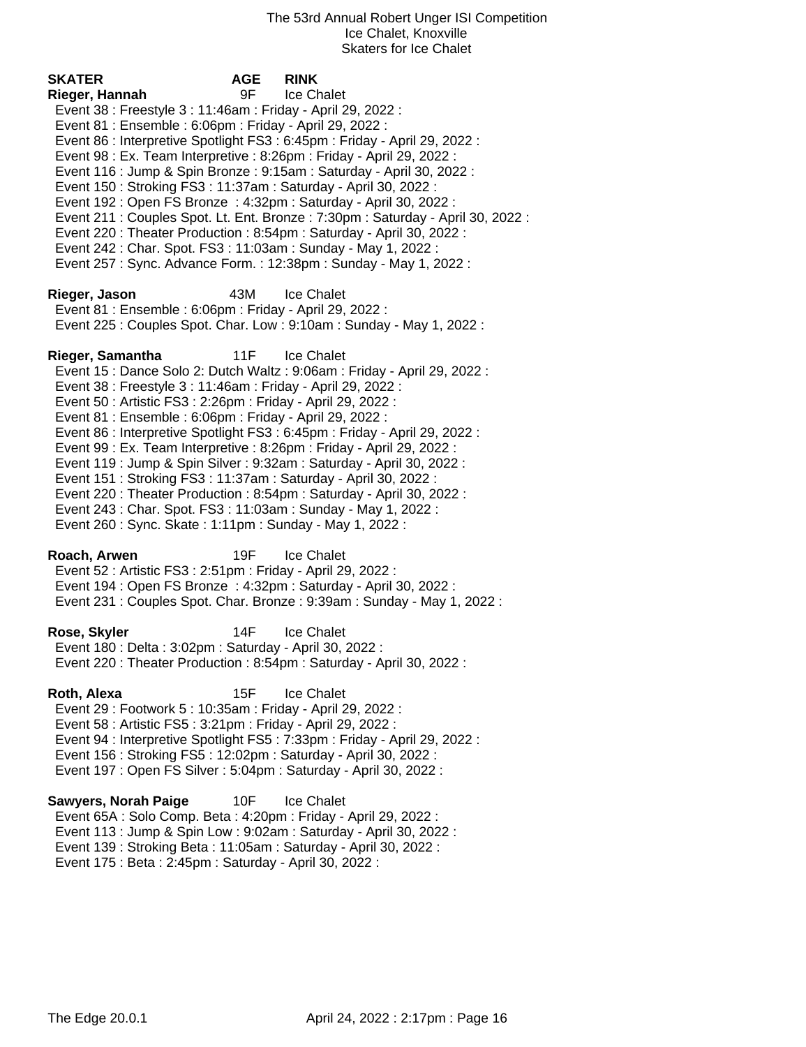| SKATER | AGE | RINK |
| --- | --- | --- |
| **Rieger, Hannah** | 9F | Ice Chalet |

Event 38 : Freestyle 3 : 11:46am : Friday - April 29, 2022 :
Event 81 : Ensemble : 6:06pm : Friday - April 29, 2022 :
Event 86 : Interpretive Spotlight FS3 : 6:45pm : Friday - April 29, 2022 :
Event 98 : Ex. Team Interpretive : 8:26pm : Friday - April 29, 2022 :
Event 116 : Jump & Spin Bronze : 9:15am : Saturday - April 30, 2022 :
Event 150 : Stroking FS3 : 11:37am : Saturday - April 30, 2022 :
Event 192 : Open FS Bronze : 4:32pm : Saturday - April 30, 2022 :
Event 211 : Couples Spot. Lt. Ent. Bronze : 7:30pm : Saturday - April 30, 2022 :
Event 220 : Theater Production : 8:54pm : Saturday - April 30, 2022 :
Event 242 : Char. Spot. FS3 : 11:03am : Sunday - May 1, 2022 :
Event 257 : Sync. Advance Form. : 12:38pm : Sunday - May 1, 2022 :

**Rieger, Jason** 43M Ice Chalet

Event 81 : Ensemble : 6:06pm : Friday - April 29, 2022 :
Event 225 : Couples Spot. Char. Low : 9:10am : Sunday - May 1, 2022 :

**Rieger, Samantha** 11F Ice Chalet

Event 15 : Dance Solo 2: Dutch Waltz : 9:06am : Friday - April 29, 2022 :
Event 38 : Freestyle 3 : 11:46am : Friday - April 29, 2022 :
Event 50 : Artistic FS3 : 2:26pm : Friday - April 29, 2022 :
Event 81 : Ensemble : 6:06pm : Friday - April 29, 2022 :
Event 86 : Interpretive Spotlight FS3 : 6:45pm : Friday - April 29, 2022 :
Event 99 : Ex. Team Interpretive : 8:26pm : Friday - April 29, 2022 :
Event 119 : Jump & Spin Silver : 9:32am : Saturday - April 30, 2022 :
Event 151 : Stroking FS3 : 11:37am : Saturday - April 30, 2022 :
Event 220 : Theater Production : 8:54pm : Saturday - April 30, 2022 :
Event 243 : Char. Spot. FS3 : 11:03am : Sunday - May 1, 2022 :
Event 260 : Sync. Skate : 1:11pm : Sunday - May 1, 2022 :

**Roach, Arwen** 19F Ice Chalet

Event 52 : Artistic FS3 : 2:51pm : Friday - April 29, 2022 :
Event 194 : Open FS Bronze : 4:32pm : Saturday - April 30, 2022 :
Event 231 : Couples Spot. Char. Bronze : 9:39am : Sunday - May 1, 2022 :

**Rose, Skyler** 14F Ice Chalet

Event 180 : Delta : 3:02pm : Saturday - April 30, 2022 :
Event 220 : Theater Production : 8:54pm : Saturday - April 30, 2022 :

**Roth, Alexa** 15F Ice Chalet

Event 29 : Footwork 5 : 10:35am : Friday - April 29, 2022 :
Event 58 : Artistic FS5 : 3:21pm : Friday - April 29, 2022 :
Event 94 : Interpretive Spotlight FS5 : 7:33pm : Friday - April 29, 2022 :
Event 156 : Stroking FS5 : 12:02pm : Saturday - April 30, 2022 :
Event 197 : Open FS Silver : 5:04pm : Saturday - April 30, 2022 :

**Sawyers, Norah Paige** 10F Ice Chalet

Event 65A : Solo Comp. Beta : 4:20pm : Friday - April 29, 2022 :
Event 113 : Jump & Spin Low : 9:02am : Saturday - April 30, 2022 :
Event 139 : Stroking Beta : 11:05am : Saturday - April 30, 2022 :
Event 175 : Beta : 2:45pm : Saturday - April 30, 2022 :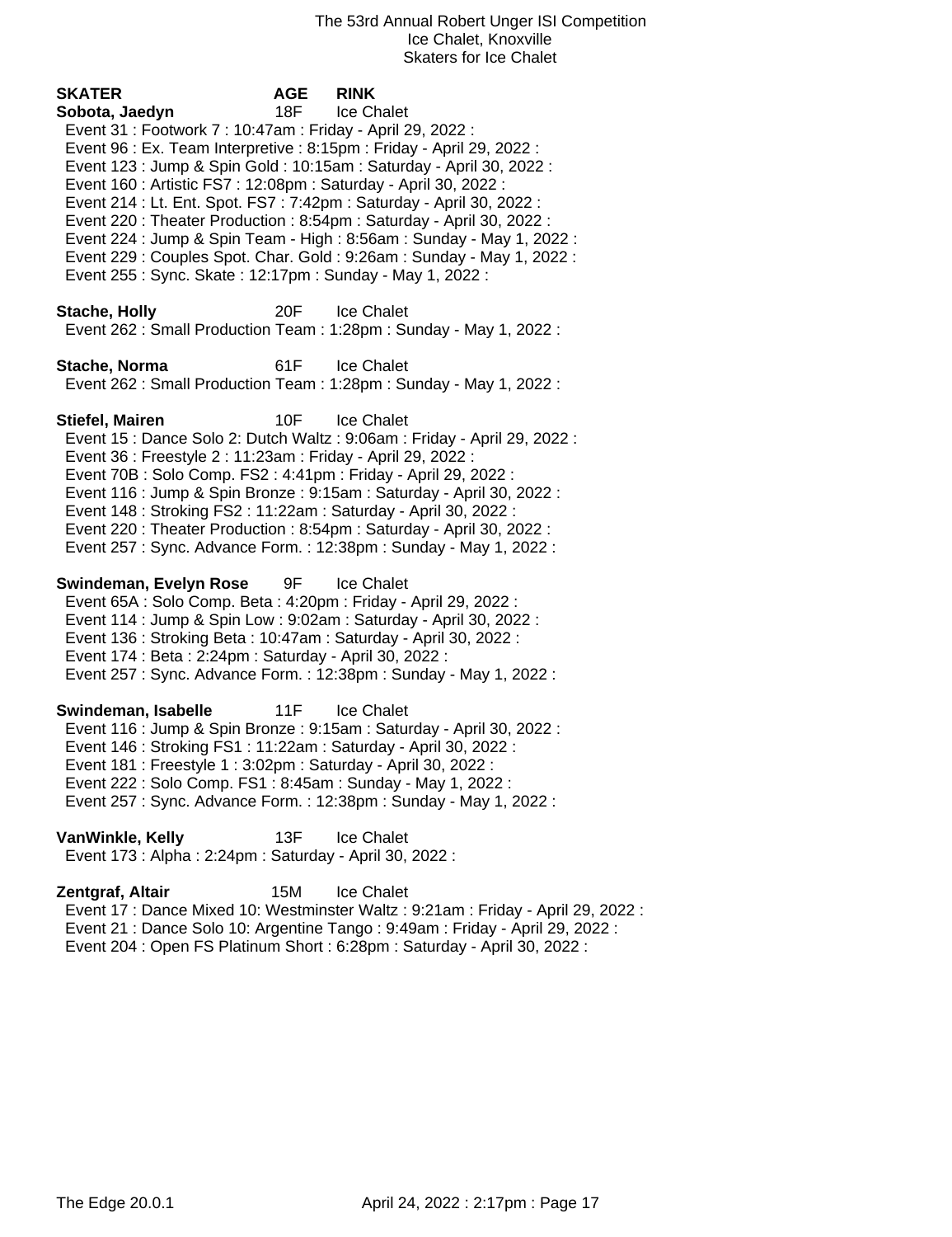The 53rd Annual Robert Unger ISI Competition
Ice Chalet, Knoxville
Skaters for Ice Chalet

**SKATER** **AGE** **RINK**

**Sobota, Jaedyn** 18F Ice Chalet

Event 31 : Footwork 7 : 10:47am : Friday - April 29, 2022 :
Event 96 : Ex. Team Interpretive : 8:15pm : Friday - April 29, 2022 :
Event 123 : Jump & Spin Gold : 10:15am : Saturday - April 30, 2022 :
Event 160 : Artistic FS7 : 12:08pm : Saturday - April 30, 2022 :
Event 214 : Lt. Ent. Spot. FS7 : 7:42pm : Saturday - April 30, 2022 :
Event 220 : Theater Production : 8:54pm : Saturday - April 30, 2022 :
Event 224 : Jump & Spin Team - High : 8:56am : Sunday - May 1, 2022 :
Event 229 : Couples Spot. Char. Gold : 9:26am : Sunday - May 1, 2022 :
Event 255 : Sync. Skate : 12:17pm : Sunday - May 1, 2022 :

**Stache, Holly** 20F Ice Chalet

Event 262 : Small Production Team : 1:28pm : Sunday - May 1, 2022 :

**Stache, Norma** 61F Ice Chalet

Event 262 : Small Production Team : 1:28pm : Sunday - May 1, 2022 :

**Stiefel, Mairen** 10F Ice Chalet

Event 15 : Dance Solo 2: Dutch Waltz : 9:06am : Friday - April 29, 2022 :
Event 36 : Freestyle 2 : 11:23am : Friday - April 29, 2022 :
Event 70B : Solo Comp. FS2 : 4:41pm : Friday - April 29, 2022 :
Event 116 : Jump & Spin Bronze : 9:15am : Saturday - April 30, 2022 :
Event 148 : Stroking FS2 : 11:22am : Saturday - April 30, 2022 :
Event 220 : Theater Production : 8:54pm : Saturday - April 30, 2022 :
Event 257 : Sync. Advance Form. : 12:38pm : Sunday - May 1, 2022 :

**Swindeman, Evelyn Rose** 9F Ice Chalet

Event 65A : Solo Comp. Beta : 4:20pm : Friday - April 29, 2022 :
Event 114 : Jump & Spin Low : 9:02am : Saturday - April 30, 2022 :
Event 136 : Stroking Beta : 10:47am : Saturday - April 30, 2022 :
Event 174 : Beta : 2:24pm : Saturday - April 30, 2022 :
Event 257 : Sync. Advance Form. : 12:38pm : Sunday - May 1, 2022 :

**Swindeman, Isabelle** 11F Ice Chalet

Event 116 : Jump & Spin Bronze : 9:15am : Saturday - April 30, 2022 :
Event 146 : Stroking FS1 : 11:22am : Saturday - April 30, 2022 :
Event 181 : Freestyle 1 : 3:02pm : Saturday - April 30, 2022 :
Event 222 : Solo Comp. FS1 : 8:45am : Sunday - May 1, 2022 :
Event 257 : Sync. Advance Form. : 12:38pm : Sunday - May 1, 2022 :

**VanWinkle, Kelly** 13F Ice Chalet

Event 173 : Alpha : 2:24pm : Saturday - April 30, 2022 :

**Zentgraf, Altair** 15M Ice Chalet

Event 17 : Dance Mixed 10: Westminster Waltz : 9:21am : Friday - April 29, 2022 :
Event 21 : Dance Solo 10: Argentine Tango : 9:49am : Friday - April 29, 2022 :
Event 204 : Open FS Platinum Short : 6:28pm : Saturday - April 30, 2022 :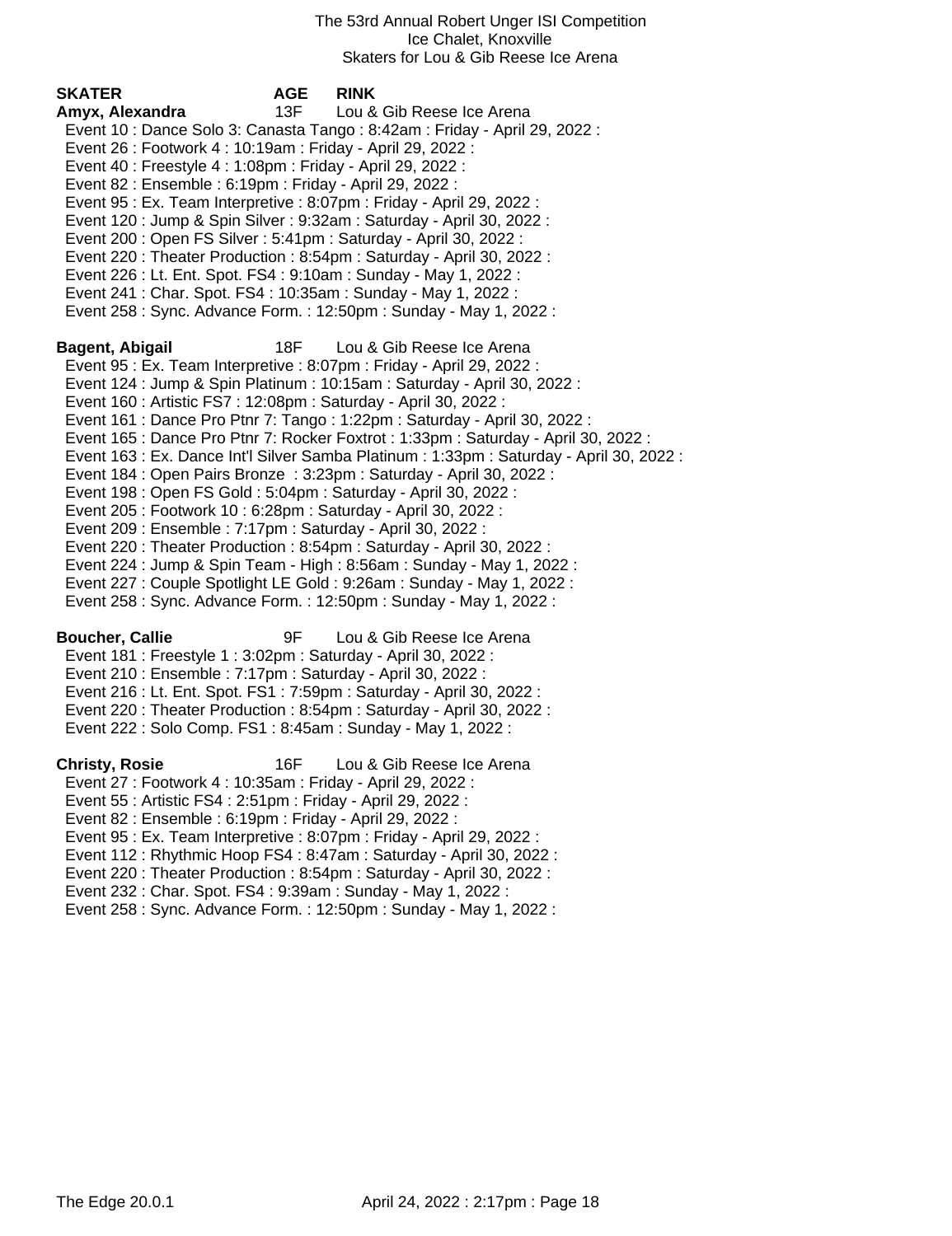The 53rd Annual Robert Unger ISI Competition
Ice Chalet, Knoxville
Skaters for Lou & Gib Reese Ice Arena

**SKATER** **AGE** **RINK**

**Amyx, Alexandra** 13F Lou & Gib Reese Ice Arena

Event 10 : Dance Solo 3: Canasta Tango : 8:42am : Friday - April 29, 2022 :
Event 26 : Footwork 4 : 10:19am : Friday - April 29, 2022 :
Event 40 : Freestyle 4 : 1:08pm : Friday - April 29, 2022 :
Event 82 : Ensemble : 6:19pm : Friday - April 29, 2022 :
Event 95 : Ex. Team Interpretive : 8:07pm : Friday - April 29, 2022 :
Event 120 : Jump & Spin Silver : 9:32am : Saturday - April 30, 2022 :
Event 200 : Open FS Silver : 5:41pm : Saturday - April 30, 2022 :
Event 220 : Theater Production : 8:54pm : Saturday - April 30, 2022 :
Event 226 : Lt. Ent. Spot. FS4 : 9:10am : Sunday - May 1, 2022 :
Event 241 : Char. Spot. FS4 : 10:35am : Sunday - May 1, 2022 :
Event 258 : Sync. Advance Form. : 12:50pm : Sunday - May 1, 2022 :

**Bagent, Abigail** 18F Lou & Gib Reese Ice Arena

Event 95 : Ex. Team Interpretive : 8:07pm : Friday - April 29, 2022 :
Event 124 : Jump & Spin Platinum : 10:15am : Saturday - April 30, 2022 :
Event 160 : Artistic FS7 : 12:08pm : Saturday - April 30, 2022 :
Event 161 : Dance Pro Ptnr 7: Tango : 1:22pm : Saturday - April 30, 2022 :
Event 165 : Dance Pro Ptnr 7: Rocker Foxtrot : 1:33pm : Saturday - April 30, 2022 :
Event 163 : Ex. Dance Int'l Silver Samba Platinum : 1:33pm : Saturday - April 30, 2022 :
Event 184 : Open Pairs Bronze : 3:23pm : Saturday - April 30, 2022 :
Event 198 : Open FS Gold : 5:04pm : Saturday - April 30, 2022 :
Event 205 : Footwork 10 : 6:28pm : Saturday - April 30, 2022 :
Event 209 : Ensemble : 7:17pm : Saturday - April 30, 2022 :
Event 220 : Theater Production : 8:54pm : Saturday - April 30, 2022 :
Event 224 : Jump & Spin Team - High : 8:56am : Sunday - May 1, 2022 :
Event 227 : Couple Spotlight LE Gold : 9:26am : Sunday - May 1, 2022 :
Event 258 : Sync. Advance Form. : 12:50pm : Sunday - May 1, 2022 :

**Boucher, Callie** 9F Lou & Gib Reese Ice Arena

Event 181 : Freestyle 1 : 3:02pm : Saturday - April 30, 2022 :
Event 210 : Ensemble : 7:17pm : Saturday - April 30, 2022 :
Event 216 : Lt. Ent. Spot. FS1 : 7:59pm : Saturday - April 30, 2022 :
Event 220 : Theater Production : 8:54pm : Saturday - April 30, 2022 :
Event 222 : Solo Comp. FS1 : 8:45am : Sunday - May 1, 2022 :

**Christy, Rosie** 16F Lou & Gib Reese Ice Arena

Event 27 : Footwork 4 : 10:35am : Friday - April 29, 2022 :
Event 55 : Artistic FS4 : 2:51pm : Friday - April 29, 2022 :
Event 82 : Ensemble : 6:19pm : Friday - April 29, 2022 :
Event 95 : Ex. Team Interpretive : 8:07pm : Friday - April 29, 2022 :
Event 112 : Rhythmic Hoop FS4 : 8:47am : Saturday - April 30, 2022 :
Event 220 : Theater Production : 8:54pm : Saturday - April 30, 2022 :
Event 232 : Char. Spot. FS4 : 9:39am : Sunday - May 1, 2022 :
Event 258 : Sync. Advance Form. : 12:50pm : Sunday - May 1, 2022 :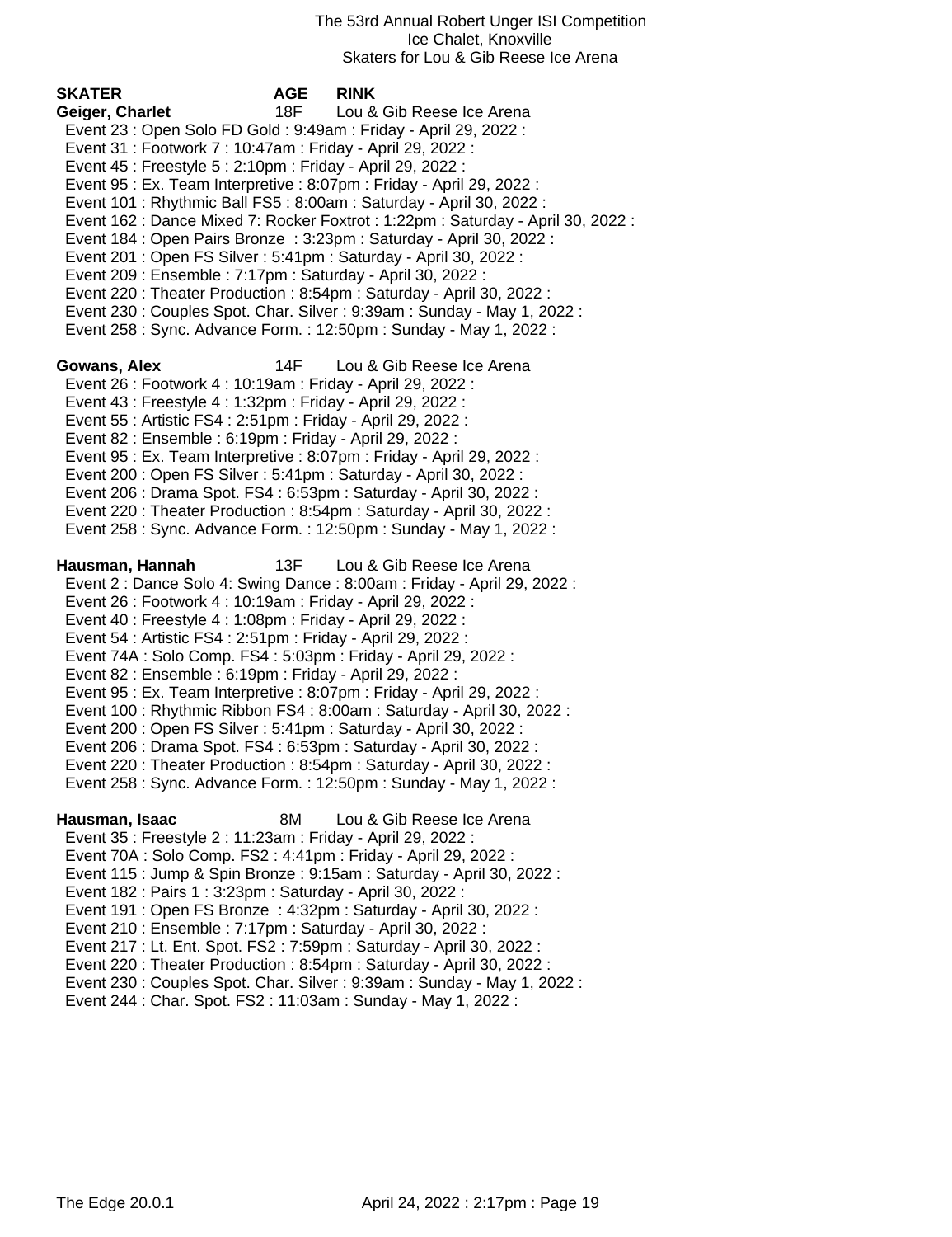The 53rd Annual Robert Unger ISI Competition
Ice Chalet, Knoxville
Skaters for Lou & Gib Reese Ice Arena

| SKATER | AGE | RINK |
|---|---|---|
| **Geiger, Charlet** | 18F | Lou & Gib Reese Ice Arena |

Event 23 : Open Solo FD Gold : 9:49am : Friday - April 29, 2022 :
Event 31 : Footwork 7 : 10:47am : Friday - April 29, 2022 :
Event 45 : Freestyle 5 : 2:10pm : Friday - April 29, 2022 :
Event 95 : Ex. Team Interpretive : 8:07pm : Friday - April 29, 2022 :
Event 101 : Rhythmic Ball FS5 : 8:00am : Saturday - April 30, 2022 :
Event 162 : Dance Mixed 7: Rocker Foxtrot : 1:22pm : Saturday - April 30, 2022 :
Event 184 : Open Pairs Bronze : 3:23pm : Saturday - April 30, 2022 :
Event 201 : Open FS Silver : 5:41pm : Saturday - April 30, 2022 :
Event 209 : Ensemble : 7:17pm : Saturday - April 30, 2022 :
Event 220 : Theater Production : 8:54pm : Saturday - April 30, 2022 :
Event 230 : Couples Spot. Char. Silver : 9:39am : Sunday - May 1, 2022 :
Event 258 : Sync. Advance Form. : 12:50pm : Sunday - May 1, 2022 :

| **Gowans, Alex** | 14F | Lou & Gib Reese Ice Arena |
|---|---|---|

Event 26 : Footwork 4 : 10:19am : Friday - April 29, 2022 :
Event 43 : Freestyle 4 : 1:32pm : Friday - April 29, 2022 :
Event 55 : Artistic FS4 : 2:51pm : Friday - April 29, 2022 :
Event 82 : Ensemble : 6:19pm : Friday - April 29, 2022 :
Event 95 : Ex. Team Interpretive : 8:07pm : Friday - April 29, 2022 :
Event 200 : Open FS Silver : 5:41pm : Saturday - April 30, 2022 :
Event 206 : Drama Spot. FS4 : 6:53pm : Saturday - April 30, 2022 :
Event 220 : Theater Production : 8:54pm : Saturday - April 30, 2022 :
Event 258 : Sync. Advance Form. : 12:50pm : Sunday - May 1, 2022 :

| **Hausman, Hannah** | 13F | Lou & Gib Reese Ice Arena |
|---|---|---|

Event 2 : Dance Solo 4: Swing Dance : 8:00am : Friday - April 29, 2022 :
Event 26 : Footwork 4 : 10:19am : Friday - April 29, 2022 :
Event 40 : Freestyle 4 : 1:08pm : Friday - April 29, 2022 :
Event 54 : Artistic FS4 : 2:51pm : Friday - April 29, 2022 :
Event 74A : Solo Comp. FS4 : 5:03pm : Friday - April 29, 2022 :
Event 82 : Ensemble : 6:19pm : Friday - April 29, 2022 :
Event 95 : Ex. Team Interpretive : 8:07pm : Friday - April 29, 2022 :
Event 100 : Rhythmic Ribbon FS4 : 8:00am : Saturday - April 30, 2022 :
Event 200 : Open FS Silver : 5:41pm : Saturday - April 30, 2022 :
Event 206 : Drama Spot. FS4 : 6:53pm : Saturday - April 30, 2022 :
Event 220 : Theater Production : 8:54pm : Saturday - April 30, 2022 :
Event 258 : Sync. Advance Form. : 12:50pm : Sunday - May 1, 2022 :

| **Hausman, Isaac** | 8M | Lou & Gib Reese Ice Arena |
|---|---|---|

Event 35 : Freestyle 2 : 11:23am : Friday - April 29, 2022 :
Event 70A : Solo Comp. FS2 : 4:41pm : Friday - April 29, 2022 :
Event 115 : Jump & Spin Bronze : 9:15am : Saturday - April 30, 2022 :
Event 182 : Pairs 1 : 3:23pm : Saturday - April 30, 2022 :
Event 191 : Open FS Bronze : 4:32pm : Saturday - April 30, 2022 :
Event 210 : Ensemble : 7:17pm : Saturday - April 30, 2022 :
Event 217 : Lt. Ent. Spot. FS2 : 7:59pm : Saturday - April 30, 2022 :
Event 220 : Theater Production : 8:54pm : Saturday - April 30, 2022 :
Event 230 : Couples Spot. Char. Silver : 9:39am : Sunday - May 1, 2022 :
Event 244 : Char. Spot. FS2 : 11:03am : Sunday - May 1, 2022 :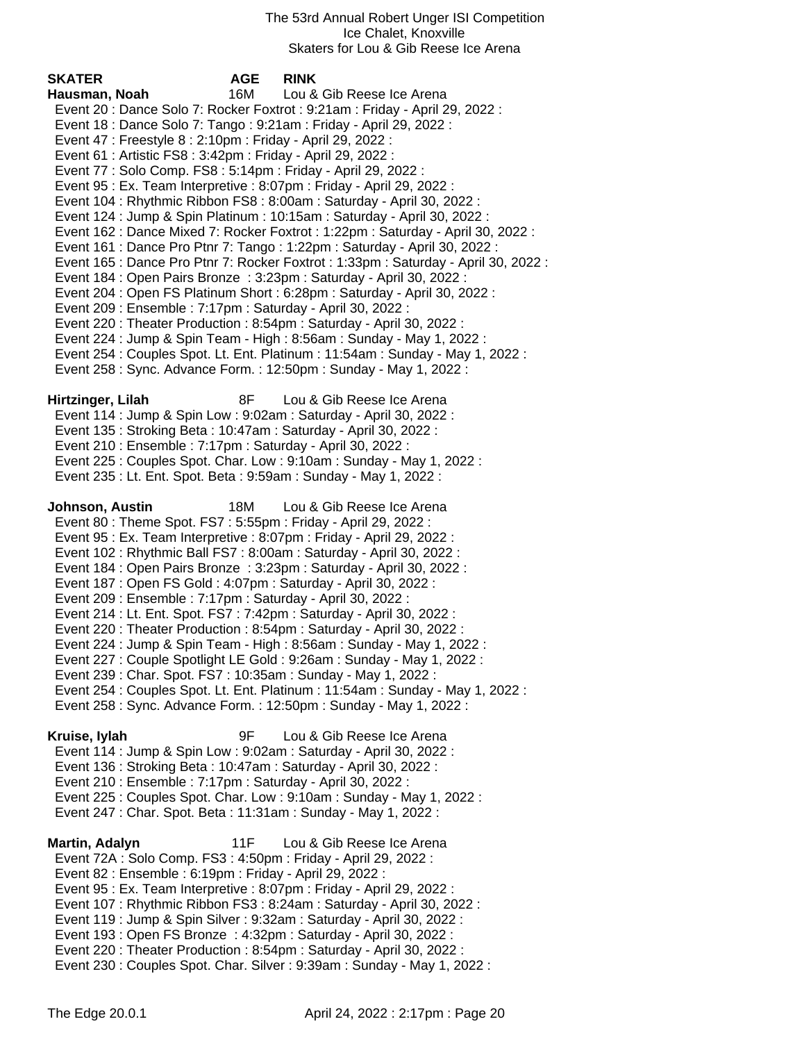The 53rd Annual Robert Unger ISI Competition
Ice Chalet, Knoxville
Skaters for Lou & Gib Reese Ice Arena

**SKATER** **AGE** **RINK**

**Hausman, Noah** 16M Lou & Gib Reese Ice Arena

Event 20 : Dance Solo 7: Rocker Foxtrot : 9:21am : Friday - April 29, 2022 :
Event 18 : Dance Solo 7: Tango : 9:21am : Friday - April 29, 2022 :
Event 47 : Freestyle 8 : 2:10pm : Friday - April 29, 2022 :
Event 61 : Artistic FS8 : 3:42pm : Friday - April 29, 2022 :
Event 77 : Solo Comp. FS8 : 5:14pm : Friday - April 29, 2022 :
Event 95 : Ex. Team Interpretive : 8:07pm : Friday - April 29, 2022 :
Event 104 : Rhythmic Ribbon FS8 : 8:00am : Saturday - April 30, 2022 :
Event 124 : Jump & Spin Platinum : 10:15am : Saturday - April 30, 2022 :
Event 162 : Dance Mixed 7: Rocker Foxtrot : 1:22pm : Saturday - April 30, 2022 :
Event 161 : Dance Pro Ptnr 7: Tango : 1:22pm : Saturday - April 30, 2022 :
Event 165 : Dance Pro Ptnr 7: Rocker Foxtrot : 1:33pm : Saturday - April 30, 2022 :
Event 184 : Open Pairs Bronze : 3:23pm : Saturday - April 30, 2022 :
Event 204 : Open FS Platinum Short : 6:28pm : Saturday - April 30, 2022 :
Event 209 : Ensemble : 7:17pm : Saturday - April 30, 2022 :
Event 220 : Theater Production : 8:54pm : Saturday - April 30, 2022 :
Event 224 : Jump & Spin Team - High : 8:56am : Sunday - May 1, 2022 :
Event 254 : Couples Spot. Lt. Ent. Platinum : 11:54am : Sunday - May 1, 2022 :
Event 258 : Sync. Advance Form. : 12:50pm : Sunday - May 1, 2022 :

**Hirtzinger, Lilah** 8F Lou & Gib Reese Ice Arena

Event 114 : Jump & Spin Low : 9:02am : Saturday - April 30, 2022 :
Event 135 : Stroking Beta : 10:47am : Saturday - April 30, 2022 :
Event 210 : Ensemble : 7:17pm : Saturday - April 30, 2022 :
Event 225 : Couples Spot. Char. Low : 9:10am : Sunday - May 1, 2022 :
Event 235 : Lt. Ent. Spot. Beta : 9:59am : Sunday - May 1, 2022 :

**Johnson, Austin** 18M Lou & Gib Reese Ice Arena

Event 80 : Theme Spot. FS7 : 5:55pm : Friday - April 29, 2022 :
Event 95 : Ex. Team Interpretive : 8:07pm : Friday - April 29, 2022 :
Event 102 : Rhythmic Ball FS7 : 8:00am : Saturday - April 30, 2022 :
Event 184 : Open Pairs Bronze : 3:23pm : Saturday - April 30, 2022 :
Event 187 : Open FS Gold : 4:07pm : Saturday - April 30, 2022 :
Event 209 : Ensemble : 7:17pm : Saturday - April 30, 2022 :
Event 214 : Lt. Ent. Spot. FS7 : 7:42pm : Saturday - April 30, 2022 :
Event 220 : Theater Production : 8:54pm : Saturday - April 30, 2022 :
Event 224 : Jump & Spin Team - High : 8:56am : Sunday - May 1, 2022 :
Event 227 : Couple Spotlight LE Gold : 9:26am : Sunday - May 1, 2022 :
Event 239 : Char. Spot. FS7 : 10:35am : Sunday - May 1, 2022 :
Event 254 : Couples Spot. Lt. Ent. Platinum : 11:54am : Sunday - May 1, 2022 :
Event 258 : Sync. Advance Form. : 12:50pm : Sunday - May 1, 2022 :

**Kruise, Iylah** 9F Lou & Gib Reese Ice Arena

Event 114 : Jump & Spin Low : 9:02am : Saturday - April 30, 2022 :
Event 136 : Stroking Beta : 10:47am : Saturday - April 30, 2022 :
Event 210 : Ensemble : 7:17pm : Saturday - April 30, 2022 :
Event 225 : Couples Spot. Char. Low : 9:10am : Sunday - May 1, 2022 :
Event 247 : Char. Spot. Beta : 11:31am : Sunday - May 1, 2022 :

**Martin, Adalyn** 11F Lou & Gib Reese Ice Arena

Event 72A : Solo Comp. FS3 : 4:50pm : Friday - April 29, 2022 :
Event 82 : Ensemble : 6:19pm : Friday - April 29, 2022 :
Event 95 : Ex. Team Interpretive : 8:07pm : Friday - April 29, 2022 :
Event 107 : Rhythmic Ribbon FS3 : 8:24am : Saturday - April 30, 2022 :
Event 119 : Jump & Spin Silver : 9:32am : Saturday - April 30, 2022 :
Event 193 : Open FS Bronze : 4:32pm : Saturday - April 30, 2022 :
Event 220 : Theater Production : 8:54pm : Saturday - April 30, 2022 :
Event 230 : Couples Spot. Char. Silver : 9:39am : Sunday - May 1, 2022 :

The Edge 20.0.1 April 24, 2022 : 2:17pm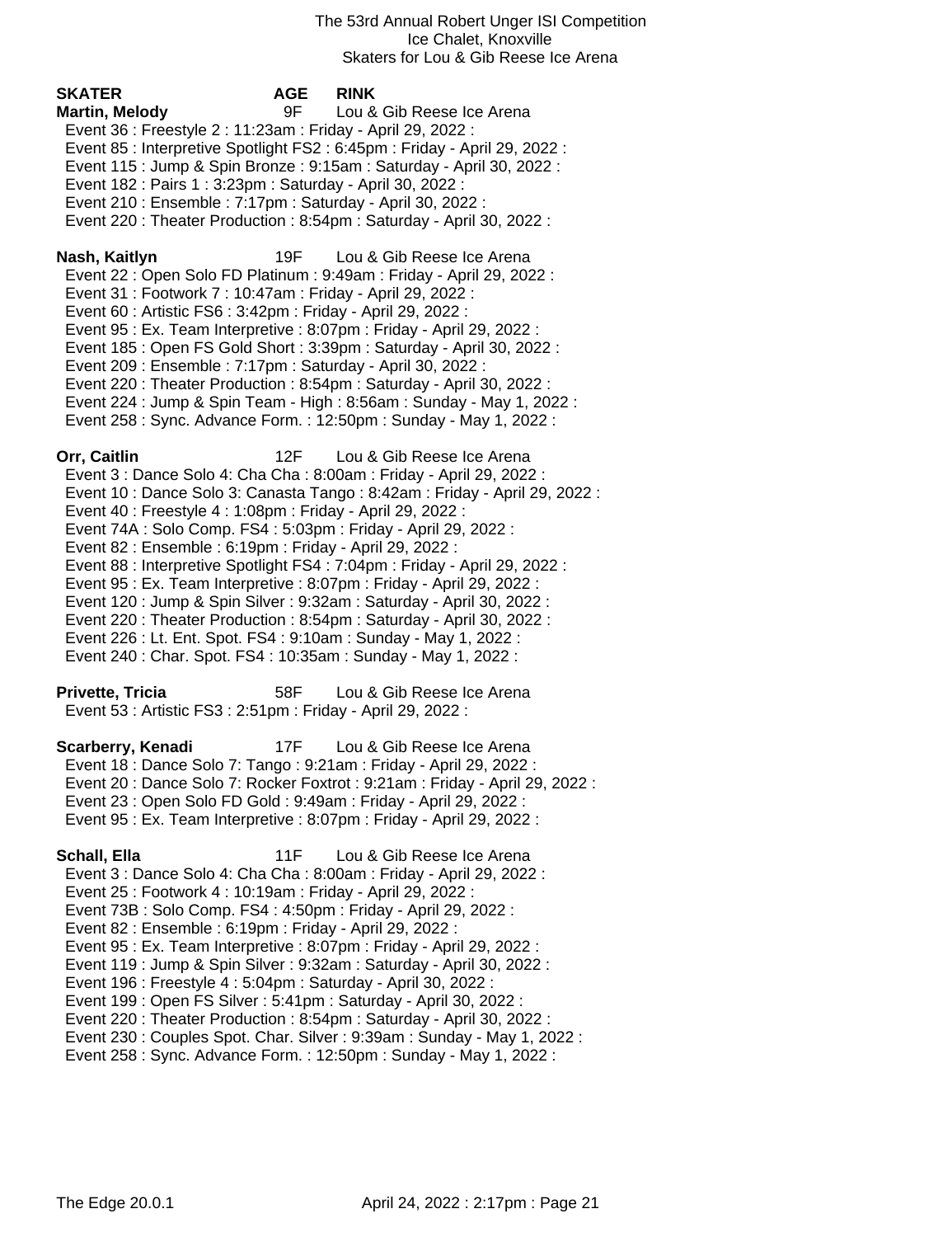The 53rd Annual Robert Unger ISI Competition
Ice Chalet, Knoxville
Skaters for Lou & Gib Reese Ice Arena

| SKATER | AGE | RINK |
|---|---|---|

**Martin, Melody** 9F Lou & Gib Reese Ice Arena

- Event 36 : Freestyle 2 : 11:23am : Friday - April 29, 2022 :
- Event 85 : Interpretive Spotlight FS2 : 6:45pm : Friday - April 29, 2022 :
- Event 115 : Jump & Spin Bronze : 9:15am : Saturday - April 30, 2022 :
- Event 182 : Pairs 1 : 3:23pm : Saturday - April 30, 2022 :
- Event 210 : Ensemble : 7:17pm : Saturday - April 30, 2022 :
- Event 220 : Theater Production : 8:54pm : Saturday - April 30, 2022 :

**Nash, Kaitlyn** 19F Lou & Gib Reese Ice Arena

- Event 22 : Open Solo FD Platinum : 9:49am : Friday - April 29, 2022 :
- Event 31 : Footwork 7 : 10:47am : Friday - April 29, 2022 :
- Event 60 : Artistic FS6 : 3:42pm : Friday - April 29, 2022 :
- Event 95 : Ex. Team Interpretive : 8:07pm : Friday - April 29, 2022 :
- Event 185 : Open FS Gold Short : 3:39pm : Saturday - April 30, 2022 :
- Event 209 : Ensemble : 7:17pm : Saturday - April 30, 2022 :
- Event 220 : Theater Production : 8:54pm : Saturday - April 30, 2022 :
- Event 224 : Jump & Spin Team - High : 8:56am : Sunday - May 1, 2022 :
- Event 258 : Sync. Advance Form. : 12:50pm : Sunday - May 1, 2022 :

**Orr, Caitlin** 12F Lou & Gib Reese Ice Arena

- Event 3 : Dance Solo 4: Cha Cha : 8:00am : Friday - April 29, 2022 :
- Event 10 : Dance Solo 3: Canasta Tango : 8:42am : Friday - April 29, 2022 :
- Event 40 : Freestyle 4 : 1:08pm : Friday - April 29, 2022 :
- Event 74A : Solo Comp. FS4 : 5:03pm : Friday - April 29, 2022 :
- Event 82 : Ensemble : 6:19pm : Friday - April 29, 2022 :
- Event 88 : Interpretive Spotlight FS4 : 7:04pm : Friday - April 29, 2022 :
- Event 95 : Ex. Team Interpretive : 8:07pm : Friday - April 29, 2022 :
- Event 120 : Jump & Spin Silver : 9:32am : Saturday - April 30, 2022 :
- Event 220 : Theater Production : 8:54pm : Saturday - April 30, 2022 :
- Event 226 : Lt. Ent. Spot. FS4 : 9:10am : Sunday - May 1, 2022 :
- Event 240 : Char. Spot. FS4 : 10:35am : Sunday - May 1, 2022 :

**Privette, Tricia** 58F Lou & Gib Reese Ice Arena

- Event 53 : Artistic FS3 : 2:51pm : Friday - April 29, 2022 :

**Scarberry, Kenadi** 17F Lou & Gib Reese Ice Arena

- Event 18 : Dance Solo 7: Tango : 9:21am : Friday - April 29, 2022 :
- Event 20 : Dance Solo 7: Rocker Foxtrot : 9:21am : Friday - April 29, 2022 :
- Event 23 : Open Solo FD Gold : 9:49am : Friday - April 29, 2022 :
- Event 95 : Ex. Team Interpretive : 8:07pm : Friday - April 29, 2022 :

**Schall, Ella** 11F Lou & Gib Reese Ice Arena

- Event 3 : Dance Solo 4: Cha Cha : 8:00am : Friday - April 29, 2022 :
- Event 25 : Footwork 4 : 10:19am : Friday - April 29, 2022 :
- Event 73B : Solo Comp. FS4 : 4:50pm : Friday - April 29, 2022 :
- Event 82 : Ensemble : 6:19pm : Friday - April 29, 2022 :
- Event 95 : Ex. Team Interpretive : 8:07pm : Friday - April 29, 2022 :
- Event 119 : Jump & Spin Silver : 9:32am : Saturday - April 30, 2022 :
- Event 196 : Freestyle 4 : 5:04pm : Saturday - April 30, 2022 :
- Event 199 : Open FS Silver : 5:41pm : Saturday - April 30, 2022 :
- Event 220 : Theater Production : 8:54pm : Saturday - April 30, 2022 :
- Event 230 : Couples Spot. Char. Silver : 9:39am : Sunday - May 1, 2022 :
- Event 258 : Sync. Advance Form. : 12:50pm : Sunday - May 1, 2022 :

The Edge 20.0.1 April 24, 2022 : 2:17pm